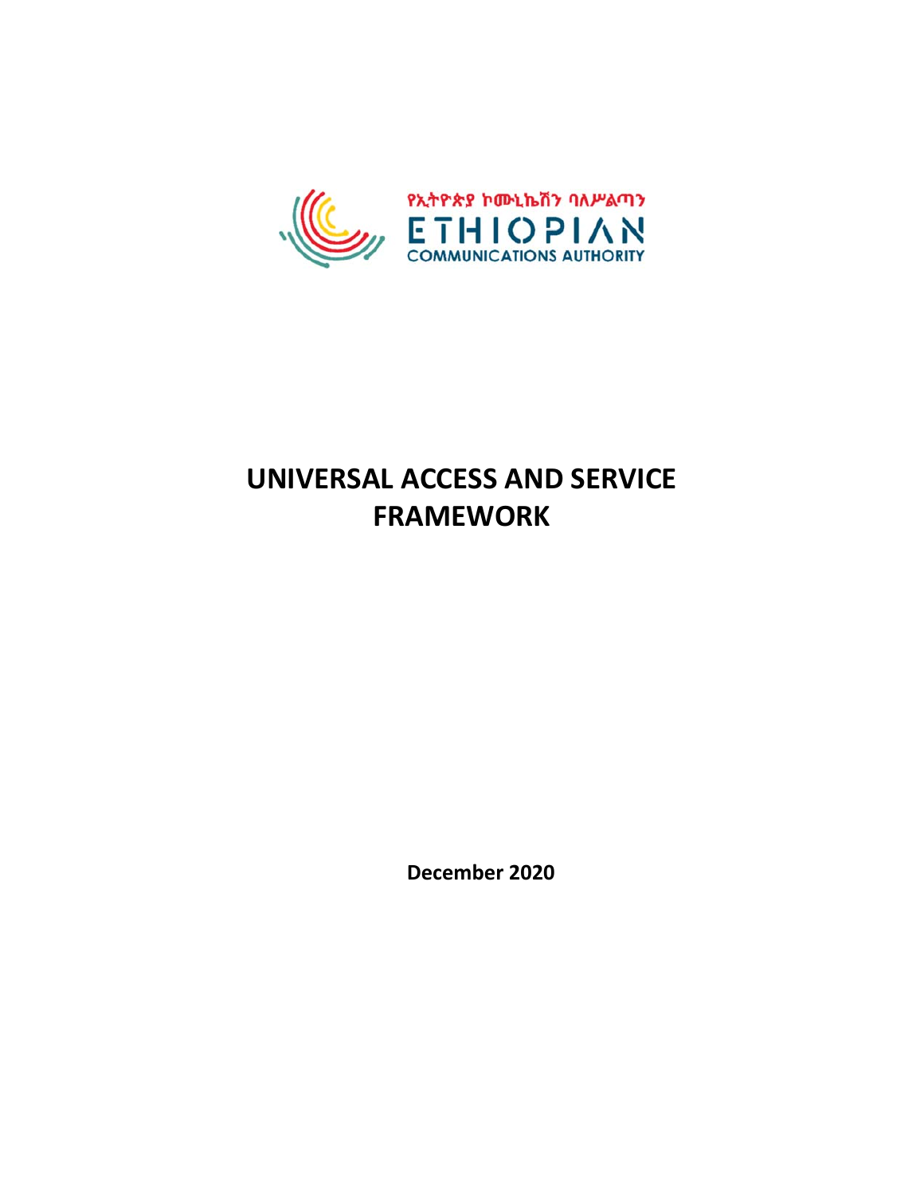የኢትዮጵያ ኮሙኒኬሽን ባለሥልጣን

ETHIOPIAN

COMMUNICATIONS AUTHORITY

# UNIVERSAL ACCESS AND SERVICE FRAMEWORK

**December 2020**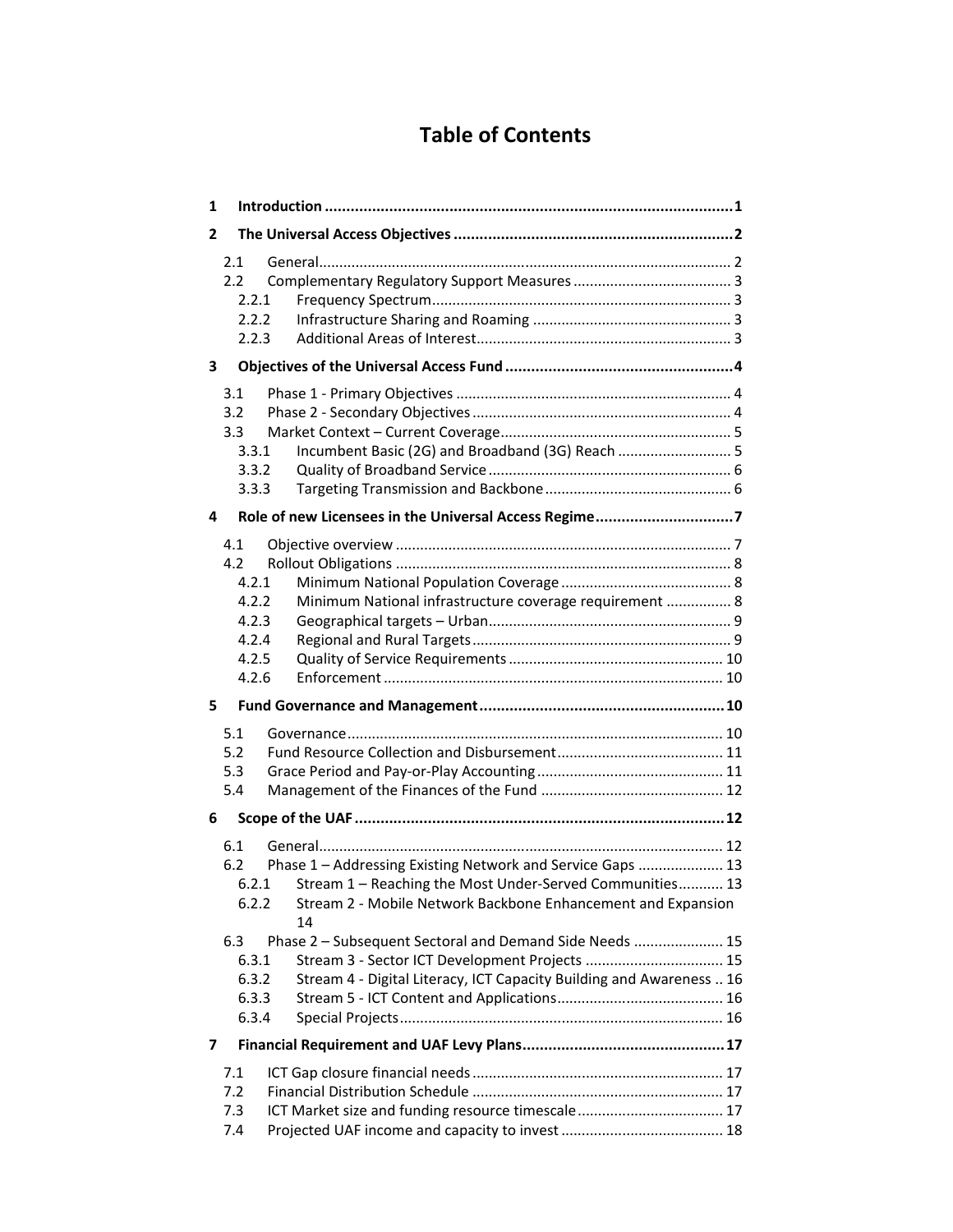# Table of Contents

- **1 Introduction ... 1**
- **2 The Universal Access Objectives ... 2**
  - 2.1 General ... 2
  - 2.2 Complementary Regulatory Support Measures ... 3
    - 2.2.1 Frequency Spectrum ... 3
    - 2.2.2 Infrastructure Sharing and Roaming ... 3
    - 2.2.3 Additional Areas of Interest ... 3
- **3 Objectives of the Universal Access Fund ... 4**
  - 3.1 Phase 1 - Primary Objectives ... 4
  - 3.2 Phase 2 - Secondary Objectives ... 4
  - 3.3 Market Context – Current Coverage ... 5
    - 3.3.1 Incumbent Basic (2G) and Broadband (3G) Reach ... 5
    - 3.3.2 Quality of Broadband Service ... 6
    - 3.3.3 Targeting Transmission and Backbone ... 6
- **4 Role of new Licensees in the Universal Access Regime ... 7**
  - 4.1 Objective overview ... 7
  - 4.2 Rollout Obligations ... 8
    - 4.2.1 Minimum National Population Coverage ... 8
    - 4.2.2 Minimum National infrastructure coverage requirement ... 8
    - 4.2.3 Geographical targets – Urban ... 9
    - 4.2.4 Regional and Rural Targets ... 9
    - 4.2.5 Quality of Service Requirements ... 10
    - 4.2.6 Enforcement ... 10
- **5 Fund Governance and Management ... 10**
  - 5.1 Governance ... 10
  - 5.2 Fund Resource Collection and Disbursement ... 11
  - 5.3 Grace Period and Pay-or-Play Accounting ... 11
  - 5.4 Management of the Finances of the Fund ... 12
- **6 Scope of the UAF ... 12**
  - 6.1 General ... 12
  - 6.2 Phase 1 – Addressing Existing Network and Service Gaps ... 13
    - 6.2.1 Stream 1 – Reaching the Most Under-Served Communities ... 13
    - 6.2.2 Stream 2 - Mobile Network Backbone Enhancement and Expansion ... 14
  - 6.3 Phase 2 – Subsequent Sectoral and Demand Side Needs ... 15
    - 6.3.1 Stream 3 - Sector ICT Development Projects ... 15
    - 6.3.2 Stream 4 - Digital Literacy, ICT Capacity Building and Awareness ... 16
    - 6.3.3 Stream 5 - ICT Content and Applications ... 16
    - 6.3.4 Special Projects ... 16
- **7 Financial Requirement and UAF Levy Plans ... 17**
  - 7.1 ICT Gap closure financial needs ... 17
  - 7.2 Financial Distribution Schedule ... 17
  - 7.3 ICT Market size and funding resource timescale ... 17
  - 7.4 Projected UAF income and capacity to invest ... 18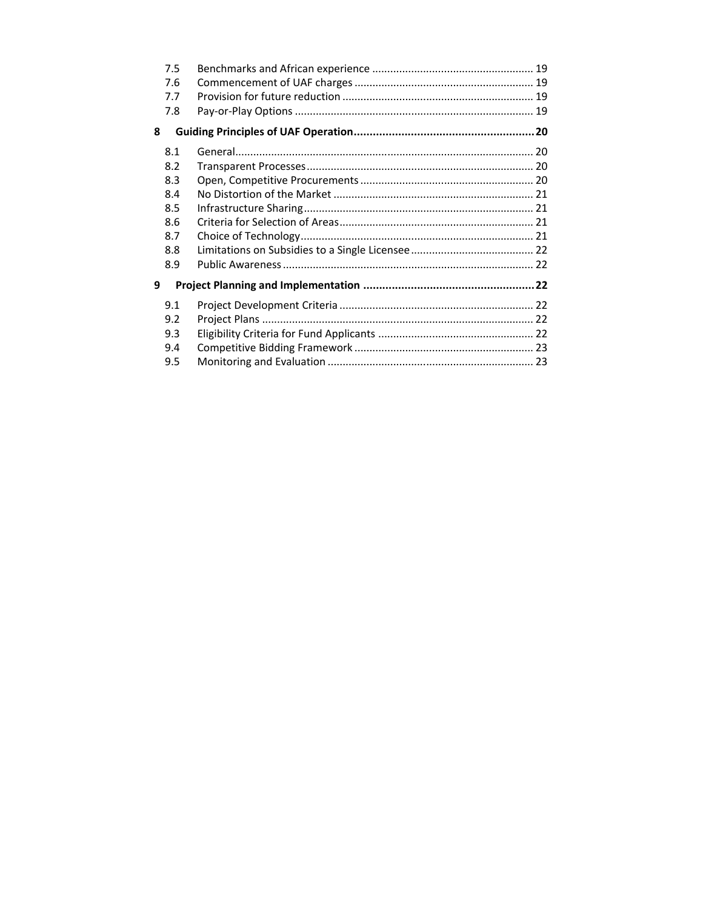7.5 Benchmarks and African experience ..................................................... 19
7.6 Commencement of UAF charges ........................................................... 19
7.7 Provision for future reduction ............................................................... 19
7.8 Pay-or-Play Options ............................................................................... 19

**8 Guiding Principles of UAF Operation ......................................................... 20**

8.1 General.................................................................................................. 20
8.2 Transparent Processes........................................................................... 20
8.3 Open, Competitive Procurements ......................................................... 20
8.4 No Distortion of the Market .................................................................. 21
8.5 Infrastructure Sharing............................................................................ 21
8.6 Criteria for Selection of Areas................................................................ 21
8.7 Choice of Technology............................................................................. 21
8.8 Limitations on Subsidies to a Single Licensee ......................................... 22
8.9 Public Awareness ................................................................................... 22

**9 Project Planning and Implementation ...................................................... 22**

9.1 Project Development Criteria ................................................................ 22
9.2 Project Plans .......................................................................................... 22
9.3 Eligibility Criteria for Fund Applicants .................................................... 22
9.4 Competitive Bidding Framework ........................................................... 23
9.5 Monitoring and Evaluation .................................................................... 23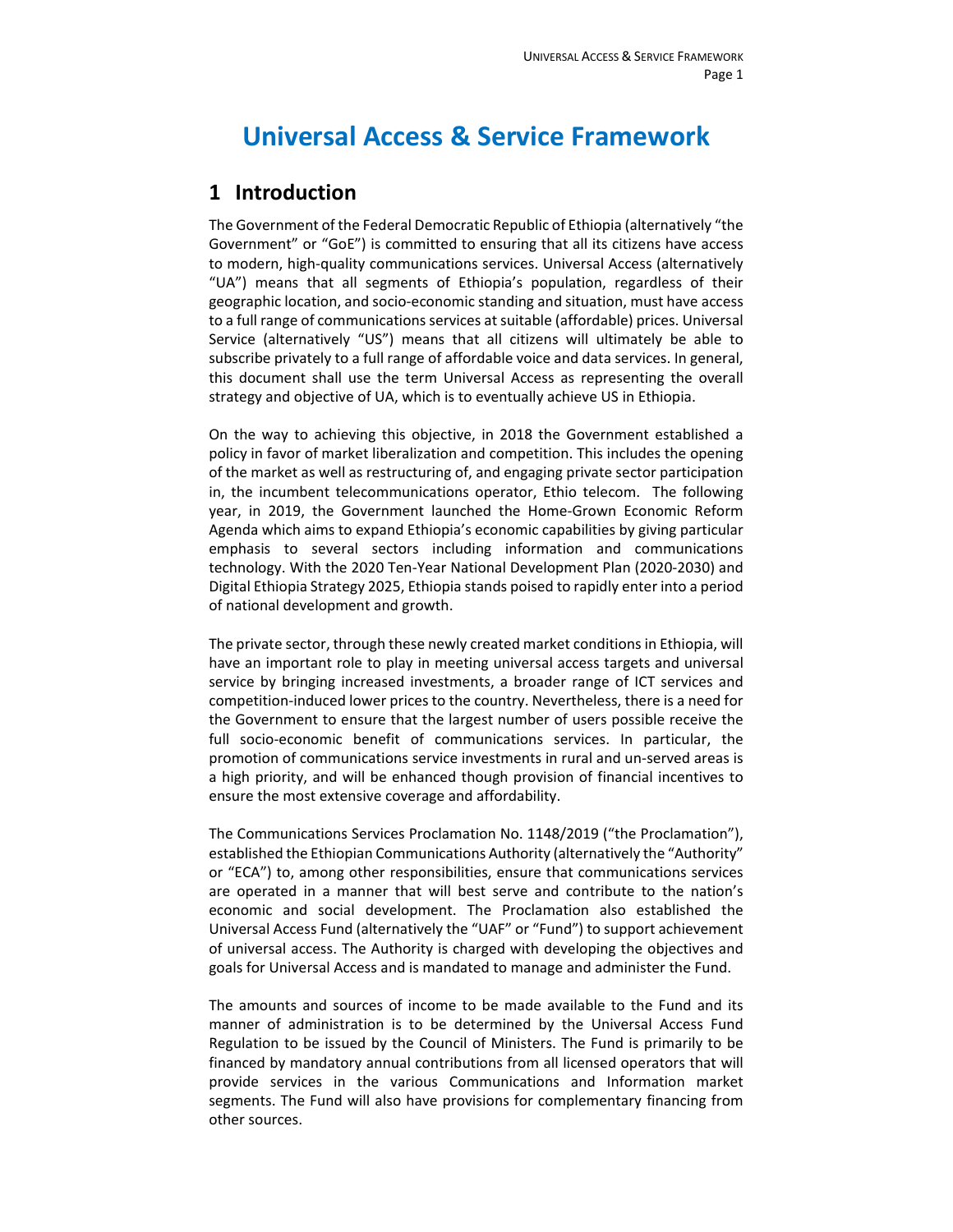# Universal Access & Service Framework

## 1 Introduction

The Government of the Federal Democratic Republic of Ethiopia (alternatively "the Government" or "GoE") is committed to ensuring that all its citizens have access to modern, high-quality communications services. Universal Access (alternatively "UA") means that all segments of Ethiopia's population, regardless of their geographic location, and socio-economic standing and situation, must have access to a full range of communications services at suitable (affordable) prices. Universal Service (alternatively "US") means that all citizens will ultimately be able to subscribe privately to a full range of affordable voice and data services. In general, this document shall use the term Universal Access as representing the overall strategy and objective of UA, which is to eventually achieve US in Ethiopia.

On the way to achieving this objective, in 2018 the Government established a policy in favor of market liberalization and competition. This includes the opening of the market as well as restructuring of, and engaging private sector participation in, the incumbent telecommunications operator, Ethio telecom. The following year, in 2019, the Government launched the Home-Grown Economic Reform Agenda which aims to expand Ethiopia's economic capabilities by giving particular emphasis to several sectors including information and communications technology. With the 2020 Ten-Year National Development Plan (2020-2030) and Digital Ethiopia Strategy 2025, Ethiopia stands poised to rapidly enter into a period of national development and growth.

The private sector, through these newly created market conditions in Ethiopia, will have an important role to play in meeting universal access targets and universal service by bringing increased investments, a broader range of ICT services and competition-induced lower prices to the country. Nevertheless, there is a need for the Government to ensure that the largest number of users possible receive the full socio-economic benefit of communications services. In particular, the promotion of communications service investments in rural and un-served areas is a high priority, and will be enhanced though provision of financial incentives to ensure the most extensive coverage and affordability.

The Communications Services Proclamation No. 1148/2019 ("the Proclamation"), established the Ethiopian Communications Authority (alternatively the "Authority" or "ECA") to, among other responsibilities, ensure that communications services are operated in a manner that will best serve and contribute to the nation's economic and social development. The Proclamation also established the Universal Access Fund (alternatively the "UAF" or "Fund") to support achievement of universal access. The Authority is charged with developing the objectives and goals for Universal Access and is mandated to manage and administer the Fund.

The amounts and sources of income to be made available to the Fund and its manner of administration is to be determined by the Universal Access Fund Regulation to be issued by the Council of Ministers. The Fund is primarily to be financed by mandatory annual contributions from all licensed operators that will provide services in the various Communications and Information market segments. The Fund will also have provisions for complementary financing from other sources.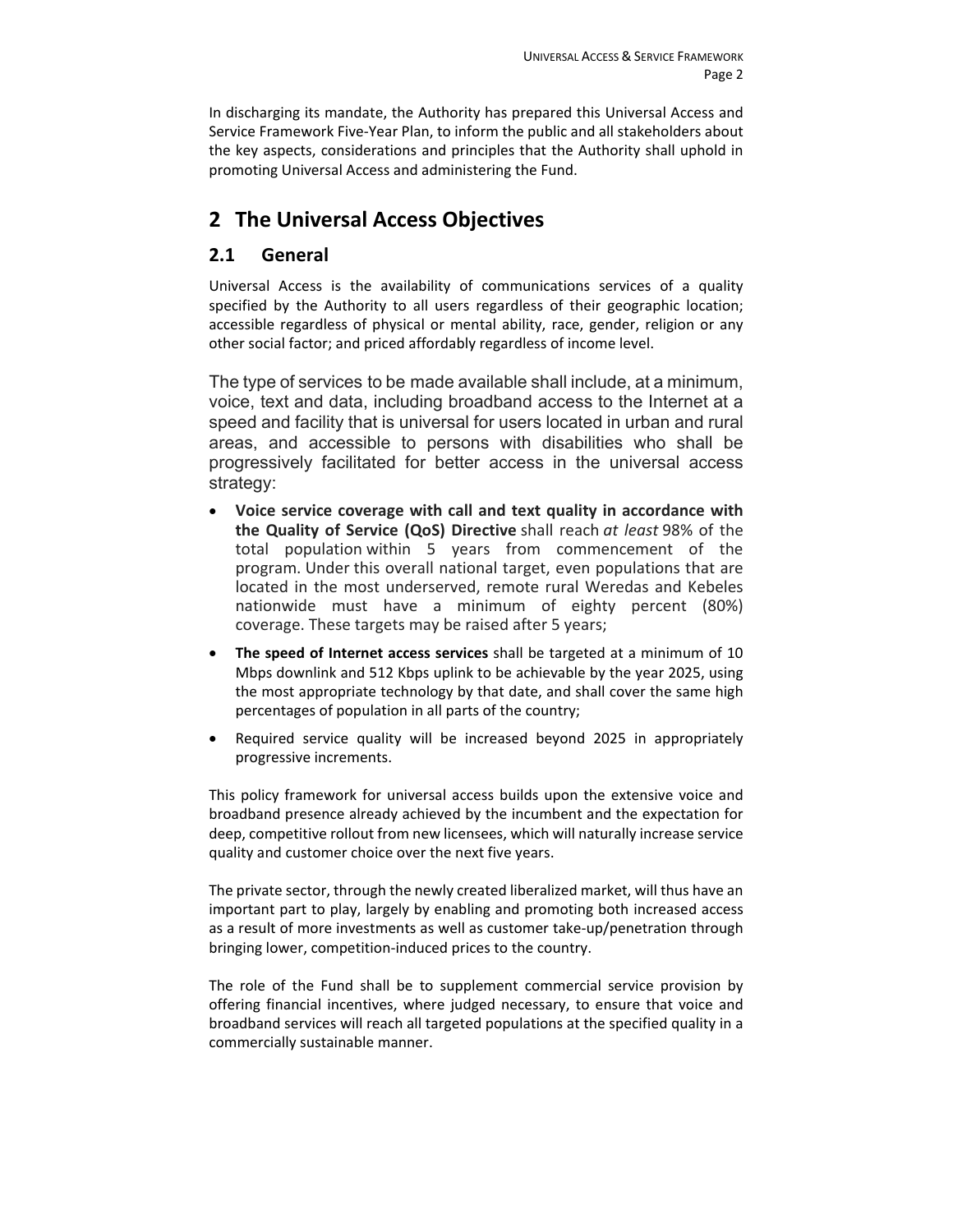In discharging its mandate, the Authority has prepared this Universal Access and Service Framework Five-Year Plan, to inform the public and all stakeholders about the key aspects, considerations and principles that the Authority shall uphold in promoting Universal Access and administering the Fund.

# 2 The Universal Access Objectives

## 2.1 General

Universal Access is the availability of communications services of a quality specified by the Authority to all users regardless of their geographic location; accessible regardless of physical or mental ability, race, gender, religion or any other social factor; and priced affordably regardless of income level.

The type of services to be made available shall include, at a minimum, voice, text and data, including broadband access to the Internet at a speed and facility that is universal for users located in urban and rural areas, and accessible to persons with disabilities who shall be progressively facilitated for better access in the universal access strategy:

- **Voice service coverage with call and text quality in accordance with the Quality of Service (QoS) Directive** shall reach *at least* 98% of the total population within 5 years from commencement of the program. Under this overall national target, even populations that are located in the most underserved, remote rural Weredas and Kebeles nationwide must have a minimum of eighty percent (80%) coverage. These targets may be raised after 5 years;
- **The speed of Internet access services** shall be targeted at a minimum of 10 Mbps downlink and 512 Kbps uplink to be achievable by the year 2025, using the most appropriate technology by that date, and shall cover the same high percentages of population in all parts of the country;
- Required service quality will be increased beyond 2025 in appropriately progressive increments.

This policy framework for universal access builds upon the extensive voice and broadband presence already achieved by the incumbent and the expectation for deep, competitive rollout from new licensees, which will naturally increase service quality and customer choice over the next five years.

The private sector, through the newly created liberalized market, will thus have an important part to play, largely by enabling and promoting both increased access as a result of more investments as well as customer take-up/penetration through bringing lower, competition-induced prices to the country.

The role of the Fund shall be to supplement commercial service provision by offering financial incentives, where judged necessary, to ensure that voice and broadband services will reach all targeted populations at the specified quality in a commercially sustainable manner.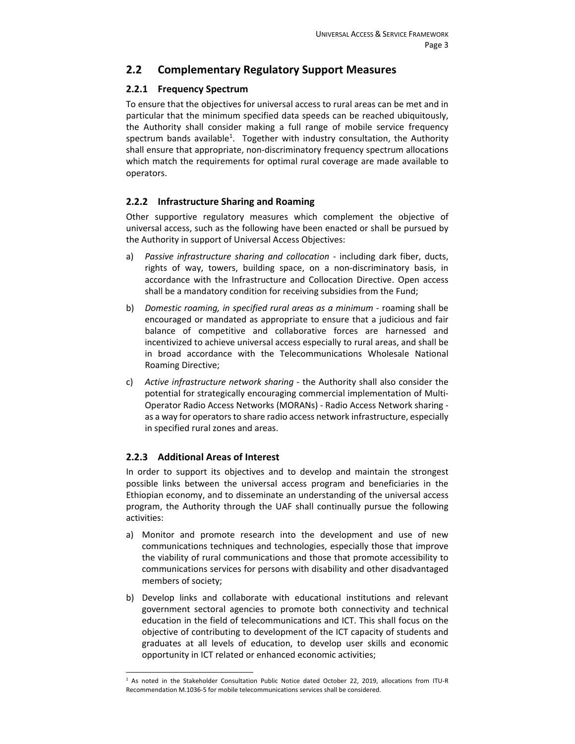## 2.2 Complementary Regulatory Support Measures

### 2.2.1 Frequency Spectrum

To ensure that the objectives for universal access to rural areas can be met and in particular that the minimum specified data speeds can be reached ubiquitously, the Authority shall consider making a full range of mobile service frequency spectrum bands available[1]. Together with industry consultation, the Authority shall ensure that appropriate, non-discriminatory frequency spectrum allocations which match the requirements for optimal rural coverage are made available to operators.

### 2.2.2 Infrastructure Sharing and Roaming

Other supportive regulatory measures which complement the objective of universal access, such as the following have been enacted or shall be pursued by the Authority in support of Universal Access Objectives:

a) *Passive infrastructure sharing and collocation* - including dark fiber, ducts, rights of way, towers, building space, on a non-discriminatory basis, in accordance with the Infrastructure and Collocation Directive. Open access shall be a mandatory condition for receiving subsidies from the Fund;

b) *Domestic roaming, in specified rural areas as a minimum* - roaming shall be encouraged or mandated as appropriate to ensure that a judicious and fair balance of competitive and collaborative forces are harnessed and incentivized to achieve universal access especially to rural areas, and shall be in broad accordance with the Telecommunications Wholesale National Roaming Directive;

c) *Active infrastructure network sharing* - the Authority shall also consider the potential for strategically encouraging commercial implementation of Multi-Operator Radio Access Networks (MORANs) - Radio Access Network sharing - as a way for operators to share radio access network infrastructure, especially in specified rural zones and areas.

### 2.2.3 Additional Areas of Interest

In order to support its objectives and to develop and maintain the strongest possible links between the universal access program and beneficiaries in the Ethiopian economy, and to disseminate an understanding of the universal access program, the Authority through the UAF shall continually pursue the following activities:

a) Monitor and promote research into the development and use of new communications techniques and technologies, especially those that improve the viability of rural communications and those that promote accessibility to communications services for persons with disability and other disadvantaged members of society;

b) Develop links and collaborate with educational institutions and relevant government sectoral agencies to promote both connectivity and technical education in the field of telecommunications and ICT. This shall focus on the objective of contributing to development of the ICT capacity of students and graduates at all levels of education, to develop user skills and economic opportunity in ICT related or enhanced economic activities;

---

[1] As noted in the Stakeholder Consultation Public Notice dated October 22, 2019, allocations from ITU-R Recommendation M.1036-5 for mobile telecommunications services shall be considered.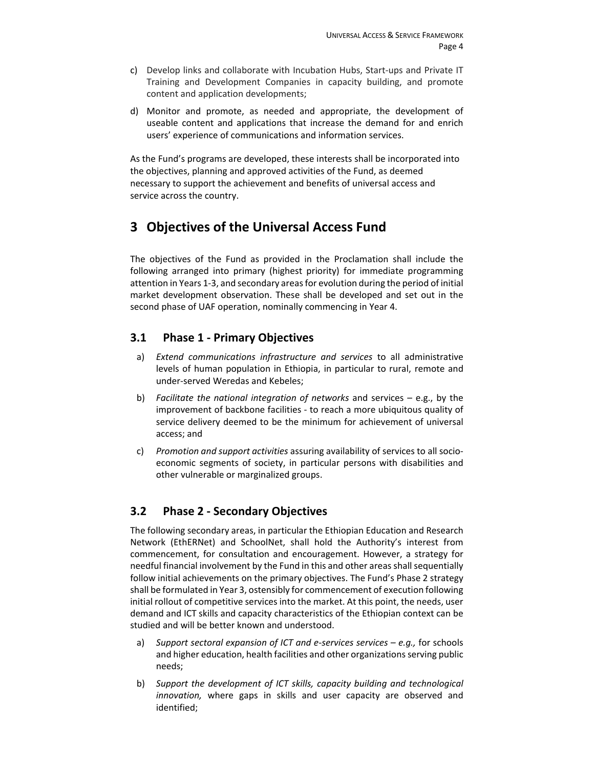c) Develop links and collaborate with Incubation Hubs, Start-ups and Private IT Training and Development Companies in capacity building, and promote content and application developments;

d) Monitor and promote, as needed and appropriate, the development of useable content and applications that increase the demand for and enrich users' experience of communications and information services.

As the Fund's programs are developed, these interests shall be incorporated into the objectives, planning and approved activities of the Fund, as deemed necessary to support the achievement and benefits of universal access and service across the country.

# 3 Objectives of the Universal Access Fund

The objectives of the Fund as provided in the Proclamation shall include the following arranged into primary (highest priority) for immediate programming attention in Years 1-3, and secondary areas for evolution during the period of initial market development observation. These shall be developed and set out in the second phase of UAF operation, nominally commencing in Year 4.

## 3.1 Phase 1 - Primary Objectives

a) *Extend communications infrastructure and services* to all administrative levels of human population in Ethiopia, in particular to rural, remote and under-served Weredas and Kebeles;

b) *Facilitate the national integration of networks* and services – e.g., by the improvement of backbone facilities - to reach a more ubiquitous quality of service delivery deemed to be the minimum for achievement of universal access; and

c) *Promotion and support activities* assuring availability of services to all socio-economic segments of society, in particular persons with disabilities and other vulnerable or marginalized groups.

## 3.2 Phase 2 - Secondary Objectives

The following secondary areas, in particular the Ethiopian Education and Research Network (EthERNet) and SchoolNet, shall hold the Authority's interest from commencement, for consultation and encouragement. However, a strategy for needful financial involvement by the Fund in this and other areas shall sequentially follow initial achievements on the primary objectives. The Fund's Phase 2 strategy shall be formulated in Year 3, ostensibly for commencement of execution following initial rollout of competitive services into the market. At this point, the needs, user demand and ICT skills and capacity characteristics of the Ethiopian context can be studied and will be better known and understood.

a) *Support sectoral expansion of ICT and e-services services – e.g.,* for schools and higher education, health facilities and other organizations serving public needs;

b) *Support the development of ICT skills, capacity building and technological innovation,* where gaps in skills and user capacity are observed and identified;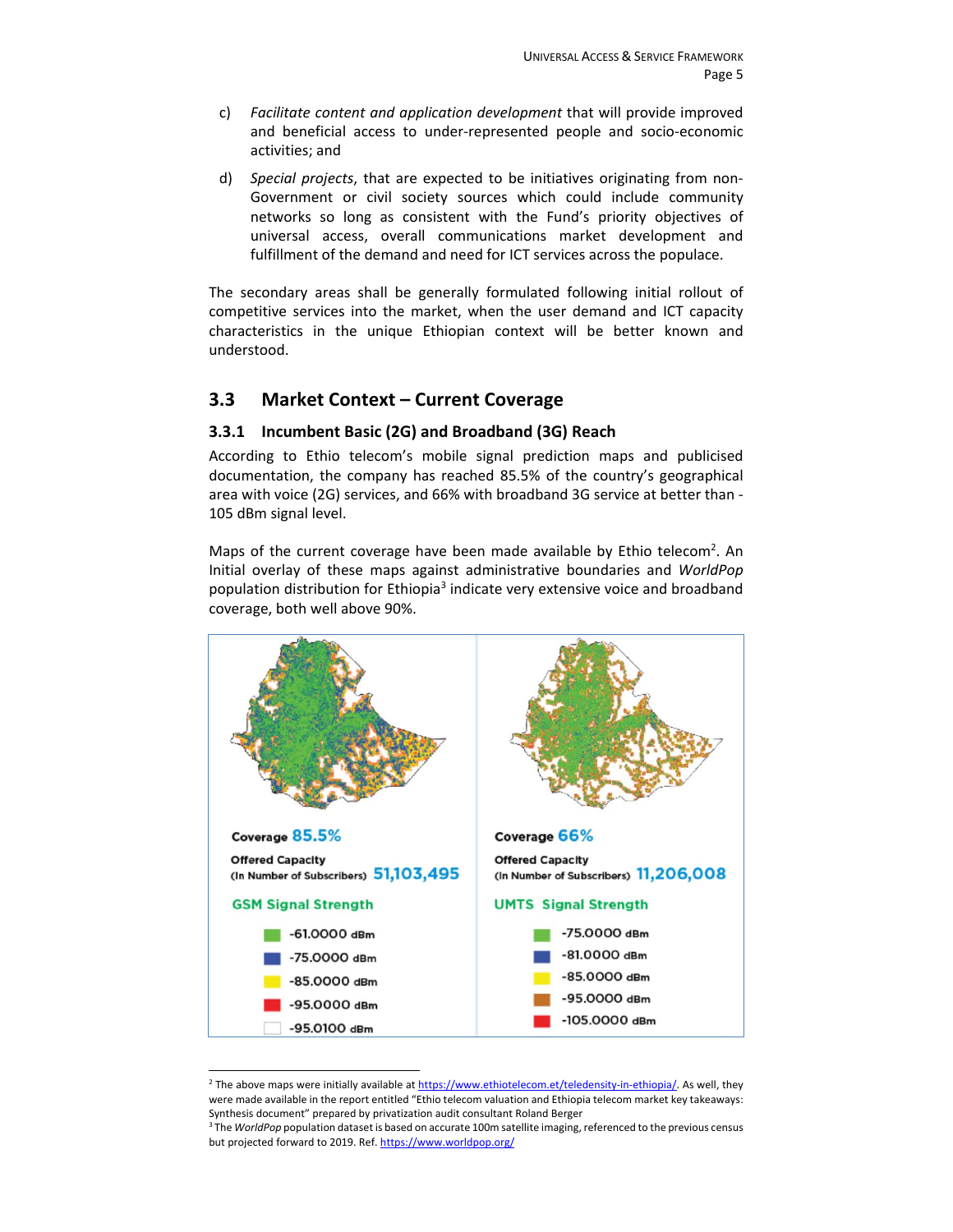c) *Facilitate content and application development* that will provide improved and beneficial access to under-represented people and socio-economic activities; and

d) *Special projects*, that are expected to be initiatives originating from non-Government or civil society sources which could include community networks so long as consistent with the Fund's priority objectives of universal access, overall communications market development and fulfillment of the demand and need for ICT services across the populace.

The secondary areas shall be generally formulated following initial rollout of competitive services into the market, when the user demand and ICT capacity characteristics in the unique Ethiopian context will be better known and understood.

## 3.3 Market Context – Current Coverage

### 3.3.1 Incumbent Basic (2G) and Broadband (3G) Reach

According to Ethio telecom's mobile signal prediction maps and publicised documentation, the company has reached 85.5% of the country's geographical area with voice (2G) services, and 66% with broadband 3G service at better than -105 dBm signal level.

Maps of the current coverage have been made available by Ethio telecom[2]. An Initial overlay of these maps against administrative boundaries and *WorldPop* population distribution for Ethiopia[3] indicate very extensive voice and broadband coverage, both well above 90%.

Coverage 85.5%

Offered Capacity (In Number of Subscribers) 51,103,495

GSM Signal Strength

- -61.0000 dBm
- -75.0000 dBm
- -85.0000 dBm
- -95.0000 dBm
- -95.0100 dBm

Coverage 66%

Offered Capacity (In Number of Subscribers) 11,206,008

UMTS Signal Strength

- -75.0000 dBm
- -81.0000 dBm
- -85.0000 dBm
- -95.0000 dBm
- -105.0000 dBm

---

[2] The above maps were initially available at https://www.ethiotelecom.et/teledensity-in-ethiopia/. As well, they were made available in the report entitled "Ethio telecom valuation and Ethiopia telecom market key takeaways: Synthesis document" prepared by privatization audit consultant Roland Berger

[3] The *WorldPop* population dataset is based on accurate 100m satellite imaging, referenced to the previous census but projected forward to 2019. Ref. https://www.worldpop.org/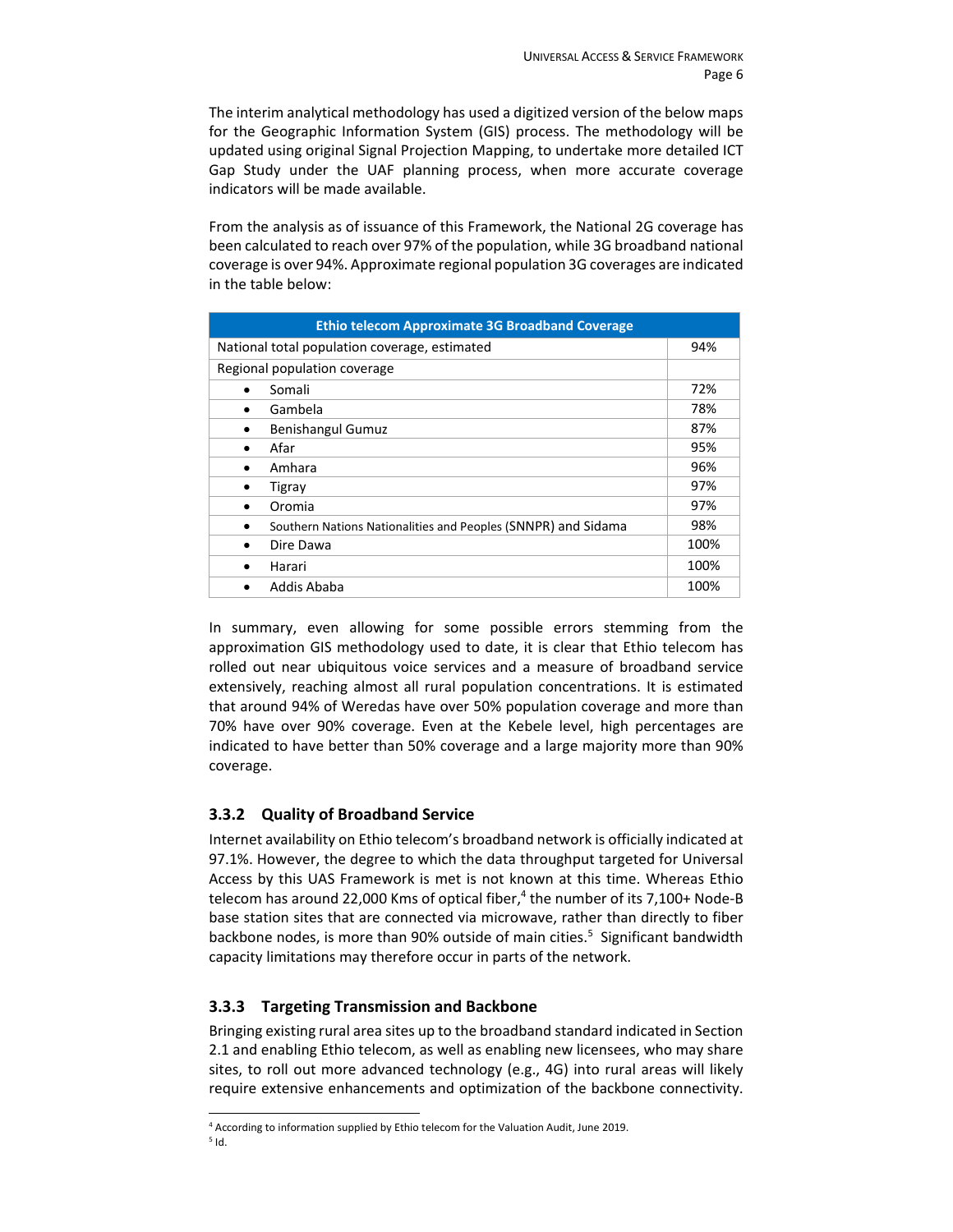The interim analytical methodology has used a digitized version of the below maps for the Geographic Information System (GIS) process. The methodology will be updated using original Signal Projection Mapping, to undertake more detailed ICT Gap Study under the UAF planning process, when more accurate coverage indicators will be made available.

From the analysis as of issuance of this Framework, the National 2G coverage has been calculated to reach over 97% of the population, while 3G broadband national coverage is over 94%. Approximate regional population 3G coverages are indicated in the table below:

| Ethio telecom Approximate 3G Broadband Coverage | |
|---|---|
| National total population coverage, estimated | 94% |
| Regional population coverage | |
| • Somali | 72% |
| • Gambela | 78% |
| • Benishangul Gumuz | 87% |
| • Afar | 95% |
| • Amhara | 96% |
| • Tigray | 97% |
| • Oromia | 97% |
| • Southern Nations Nationalities and Peoples (SNNPR) and Sidama | 98% |
| • Dire Dawa | 100% |
| • Harari | 100% |
| • Addis Ababa | 100% |

In summary, even allowing for some possible errors stemming from the approximation GIS methodology used to date, it is clear that Ethio telecom has rolled out near ubiquitous voice services and a measure of broadband service extensively, reaching almost all rural population concentrations. It is estimated that around 94% of Weredas have over 50% population coverage and more than 70% have over 90% coverage. Even at the Kebele level, high percentages are indicated to have better than 50% coverage and a large majority more than 90% coverage.

### 3.3.2 Quality of Broadband Service

Internet availability on Ethio telecom's broadband network is officially indicated at 97.1%. However, the degree to which the data throughput targeted for Universal Access by this UAS Framework is met is not known at this time. Whereas Ethio telecom has around 22,000 Kms of optical fiber,[4] the number of its 7,100+ Node-B base station sites that are connected via microwave, rather than directly to fiber backbone nodes, is more than 90% outside of main cities.[5] Significant bandwidth capacity limitations may therefore occur in parts of the network.

### 3.3.3 Targeting Transmission and Backbone

Bringing existing rural area sites up to the broadband standard indicated in Section 2.1 and enabling Ethio telecom, as well as enabling new licensees, who may share sites, to roll out more advanced technology (e.g., 4G) into rural areas will likely require extensive enhancements and optimization of the backbone connectivity.

[4] According to information supplied by Ethio telecom for the Valuation Audit, June 2019.

[5] Id.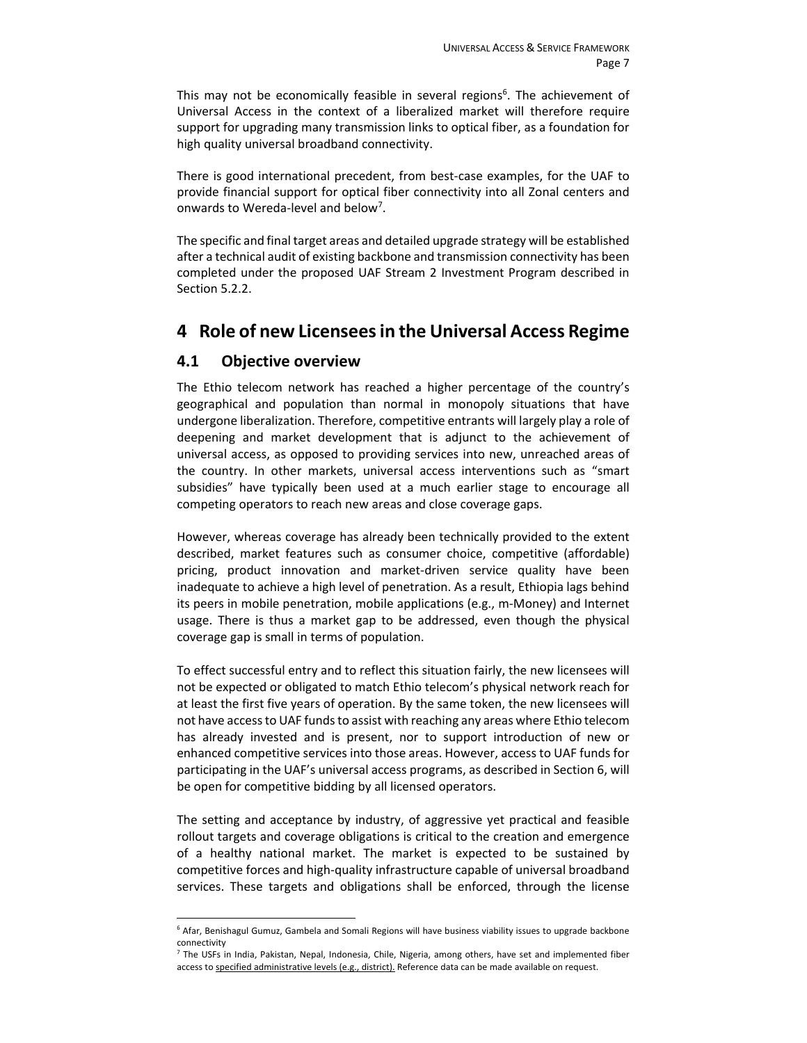This may not be economically feasible in several regions[6]. The achievement of Universal Access in the context of a liberalized market will therefore require support for upgrading many transmission links to optical fiber, as a foundation for high quality universal broadband connectivity.

There is good international precedent, from best-case examples, for the UAF to provide financial support for optical fiber connectivity into all Zonal centers and onwards to Wereda-level and below[7].

The specific and final target areas and detailed upgrade strategy will be established after a technical audit of existing backbone and transmission connectivity has been completed under the proposed UAF Stream 2 Investment Program described in Section 5.2.2.

# 4 Role of new Licensees in the Universal Access Regime

## 4.1 Objective overview

The Ethio telecom network has reached a higher percentage of the country's geographical and population than normal in monopoly situations that have undergone liberalization. Therefore, competitive entrants will largely play a role of deepening and market development that is adjunct to the achievement of universal access, as opposed to providing services into new, unreached areas of the country. In other markets, universal access interventions such as "smart subsidies" have typically been used at a much earlier stage to encourage all competing operators to reach new areas and close coverage gaps.

However, whereas coverage has already been technically provided to the extent described, market features such as consumer choice, competitive (affordable) pricing, product innovation and market-driven service quality have been inadequate to achieve a high level of penetration. As a result, Ethiopia lags behind its peers in mobile penetration, mobile applications (e.g., m-Money) and Internet usage. There is thus a market gap to be addressed, even though the physical coverage gap is small in terms of population.

To effect successful entry and to reflect this situation fairly, the new licensees will not be expected or obligated to match Ethio telecom's physical network reach for at least the first five years of operation. By the same token, the new licensees will not have access to UAF funds to assist with reaching any areas where Ethio telecom has already invested and is present, nor to support introduction of new or enhanced competitive services into those areas. However, access to UAF funds for participating in the UAF's universal access programs, as described in Section 6, will be open for competitive bidding by all licensed operators.

The setting and acceptance by industry, of aggressive yet practical and feasible rollout targets and coverage obligations is critical to the creation and emergence of a healthy national market. The market is expected to be sustained by competitive forces and high-quality infrastructure capable of universal broadband services. These targets and obligations shall be enforced, through the license

---

[6] Afar, Benishagul Gumuz, Gambela and Somali Regions will have business viability issues to upgrade backbone connectivity

[7] The USFs in India, Pakistan, Nepal, Indonesia, Chile, Nigeria, among others, have set and implemented fiber access to <u>specified administrative levels (e.g., district).</u> Reference data can be made available on request.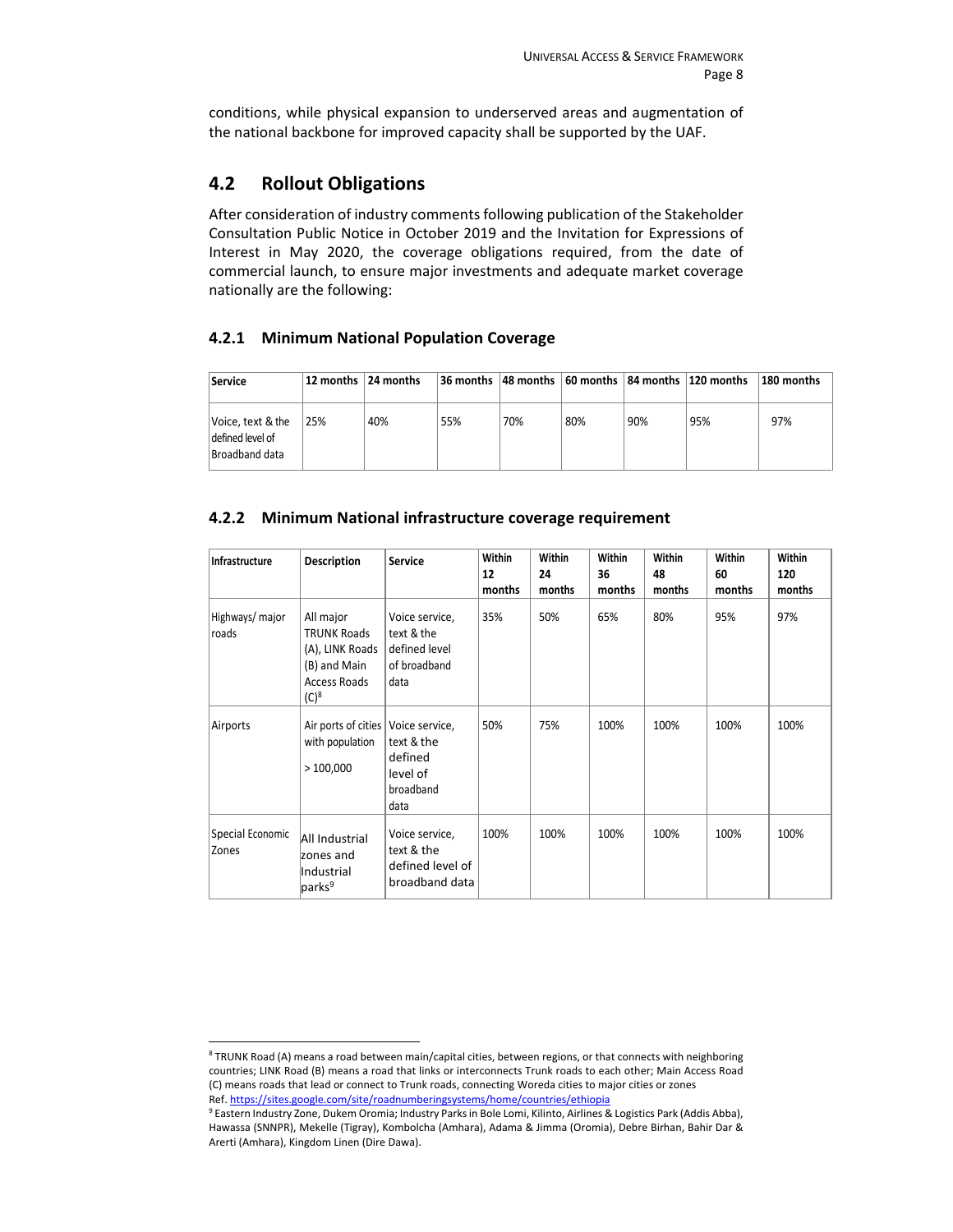conditions, while physical expansion to underserved areas and augmentation of the national backbone for improved capacity shall be supported by the UAF.

## 4.2 Rollout Obligations

After consideration of industry comments following publication of the Stakeholder Consultation Public Notice in October 2019 and the Invitation for Expressions of Interest in May 2020, the coverage obligations required, from the date of commercial launch, to ensure major investments and adequate market coverage nationally are the following:

### 4.2.1 Minimum National Population Coverage

| Service | 12 months | 24 months | 36 months | 48 months | 60 months | 84 months | 120 months | 180 months |
|---|---|---|---|---|---|---|---|---|
| Voice, text & the defined level of Broadband data | 25% | 40% | 55% | 70% | 80% | 90% | 95% | 97% |

### 4.2.2 Minimum National infrastructure coverage requirement

| Infrastructure | Description | Service | Within 12 months | Within 24 months | Within 36 months | Within 48 months | Within 60 months | Within 120 months |
|---|---|---|---|---|---|---|---|---|
| Highways/ major roads | All major TRUNK Roads (A), LINK Roads (B) and Main Access Roads (C)[8] | Voice service, text & the defined level of broadband data | 35% | 50% | 65% | 80% | 95% | 97% |
| Airports | Air ports of cities with population > 100,000 | Voice service, text & the defined level of broadband data | 50% | 75% | 100% | 100% | 100% | 100% |
| Special Economic Zones | All Industrial zones and Industrial parks[9] | Voice service, text & the defined level of broadband data | 100% | 100% | 100% | 100% | 100% | 100% |

[8] TRUNK Road (A) means a road between main/capital cities, between regions, or that connects with neighboring countries; LINK Road (B) means a road that links or interconnects Trunk roads to each other; Main Access Road (C) means roads that lead or connect to Trunk roads, connecting Woreda cities to major cities or zones Ref. https://sites.google.com/site/roadnumberingsystems/home/countries/ethiopia

[9] Eastern Industry Zone, Dukem Oromia; Industry Parks in Bole Lomi, Kilinto, Airlines & Logistics Park (Addis Abba), Hawassa (SNNPR), Mekelle (Tigray), Kombolcha (Amhara), Adama & Jimma (Oromia), Debre Birhan, Bahir Dar & Arerti (Amhara), Kingdom Linen (Dire Dawa).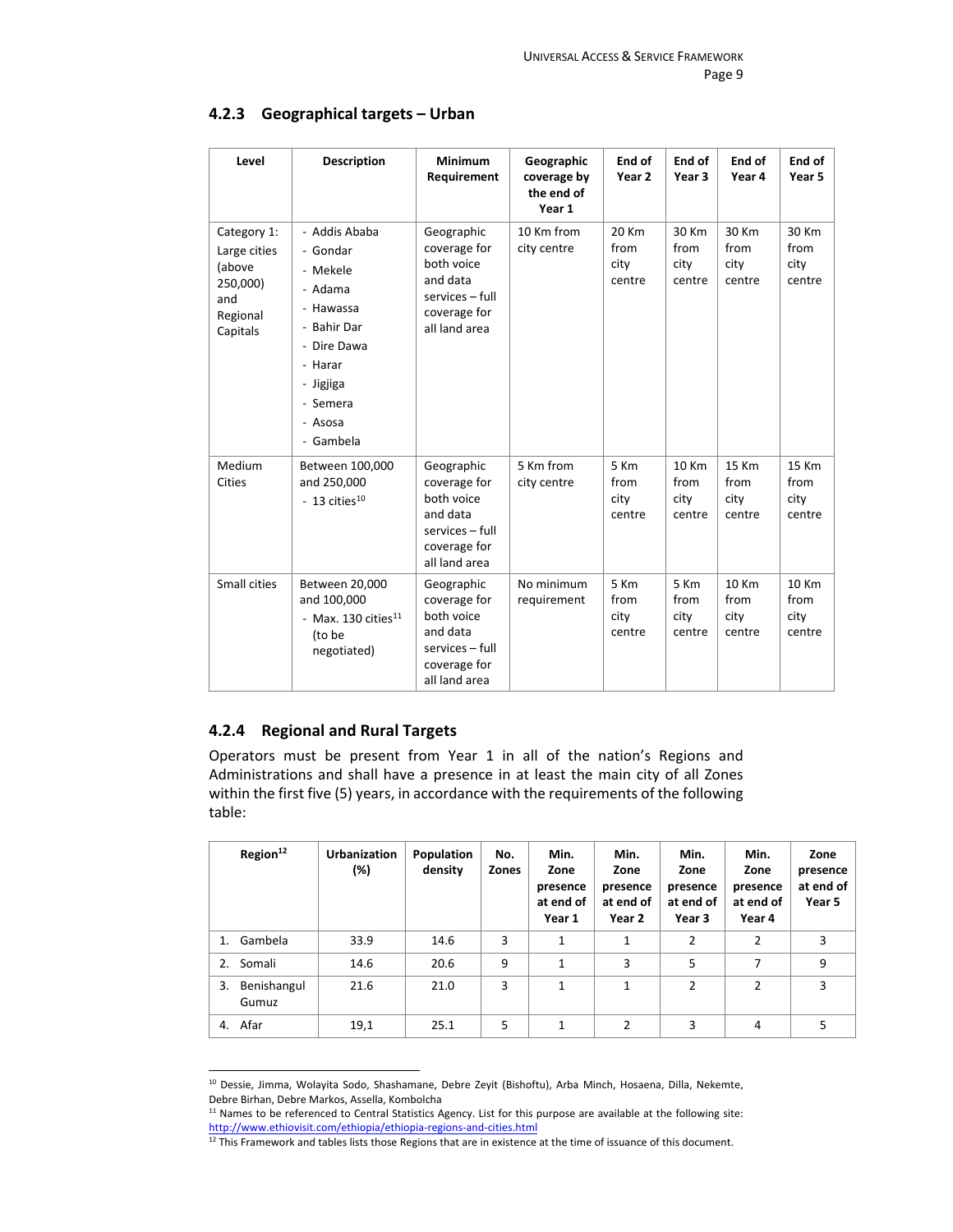### 4.2.3 Geographical targets – Urban

| Level | Description | Minimum Requirement | Geographic coverage by the end of Year 1 | End of Year 2 | End of Year 3 | End of Year 4 | End of Year 5 |
|---|---|---|---|---|---|---|---|
| Category 1: Large cities (above 250,000) and Regional Capitals | - Addis Ababa<br>- Gondar<br>- Mekele<br>- Adama<br>- Hawassa<br>- Bahir Dar<br>- Dire Dawa<br>- Harar<br>- Jigjiga<br>- Semera<br>- Asosa<br>- Gambela | Geographic coverage for both voice and data services – full coverage for all land area | 10 Km from city centre | 20 Km from city centre | 30 Km from city centre | 30 Km from city centre | 30 Km from city centre |
| Medium Cities | Between 100,000 and 250,000<br>- 13 cities[10] | Geographic coverage for both voice and data services – full coverage for all land area | 5 Km from city centre | 5 Km from city centre | 10 Km from city centre | 15 Km from city centre | 15 Km from city centre |
| Small cities | Between 20,000 and 100,000<br>- Max. 130 cities[11] (to be negotiated) | Geographic coverage for both voice and data services – full coverage for all land area | No minimum requirement | 5 Km from city centre | 5 Km from city centre | 10 Km from city centre | 10 Km from city centre |

### 4.2.4 Regional and Rural Targets

Operators must be present from Year 1 in all of the nation's Regions and Administrations and shall have a presence in at least the main city of all Zones within the first five (5) years, in accordance with the requirements of the following table:

| Region[12] | Urbanization (%) | Population density | No. Zones | Min. Zone presence at end of Year 1 | Min. Zone presence at end of Year 2 | Min. Zone presence at end of Year 3 | Min. Zone presence at end of Year 4 | Zone presence at end of Year 5 |
|---|---|---|---|---|---|---|---|---|
| 1. Gambela | 33.9 | 14.6 | 3 | 1 | 1 | 2 | 2 | 3 |
| 2. Somali | 14.6 | 20.6 | 9 | 1 | 3 | 5 | 7 | 9 |
| 3. Benishangul Gumuz | 21.6 | 21.0 | 3 | 1 | 1 | 2 | 2 | 3 |
| 4. Afar | 19,1 | 25.1 | 5 | 1 | 2 | 3 | 4 | 5 |

[10] Dessie, Jimma, Wolayita Sodo, Shashamane, Debre Zeyit (Bishoftu), Arba Minch, Hosaena, Dilla, Nekemte, Debre Birhan, Debre Markos, Assella, Kombolcha

[11] Names to be referenced to Central Statistics Agency. List for this purpose are available at the following site: http://www.ethiovisit.com/ethiopia/ethiopia-regions-and-cities.html

[12] This Framework and tables lists those Regions that are in existence at the time of issuance of this document.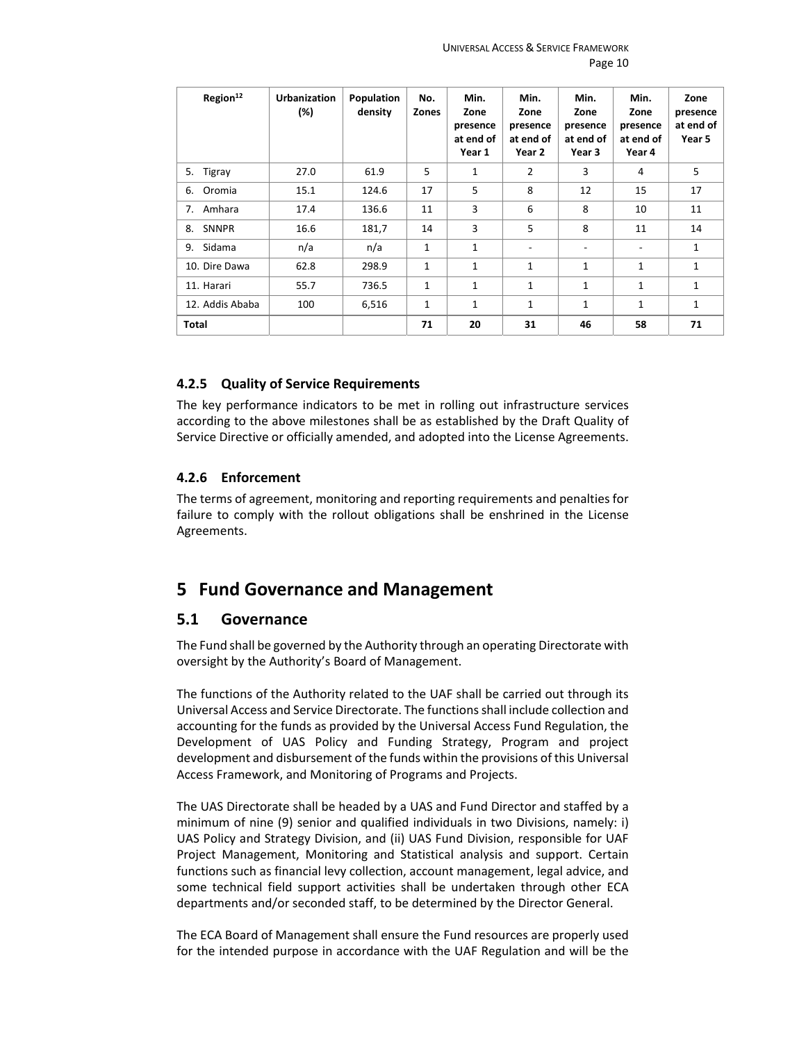| Region[12] | Urbanization (%) | Population density | No. Zones | Min. Zone presence at end of Year 1 | Min. Zone presence at end of Year 2 | Min. Zone presence at end of Year 3 | Min. Zone presence at end of Year 4 | Zone presence at end of Year 5 |
|---|---|---|---|---|---|---|---|---|
| 5. Tigray | 27.0 | 61.9 | 5 | 1 | 2 | 3 | 4 | 5 |
| 6. Oromia | 15.1 | 124.6 | 17 | 5 | 8 | 12 | 15 | 17 |
| 7. Amhara | 17.4 | 136.6 | 11 | 3 | 6 | 8 | 10 | 11 |
| 8. SNNPR | 16.6 | 181,7 | 14 | 3 | 5 | 8 | 11 | 14 |
| 9. Sidama | n/a | n/a | 1 | 1 | - | - | - | 1 |
| 10. Dire Dawa | 62.8 | 298.9 | 1 | 1 | 1 | 1 | 1 | 1 |
| 11. Harari | 55.7 | 736.5 | 1 | 1 | 1 | 1 | 1 | 1 |
| 12. Addis Ababa | 100 | 6,516 | 1 | 1 | 1 | 1 | 1 | 1 |
| **Total** | | | **71** | **20** | **31** | **46** | **58** | **71** |

### 4.2.5 Quality of Service Requirements

The key performance indicators to be met in rolling out infrastructure services according to the above milestones shall be as established by the Draft Quality of Service Directive or officially amended, and adopted into the License Agreements.

### 4.2.6 Enforcement

The terms of agreement, monitoring and reporting requirements and penalties for failure to comply with the rollout obligations shall be enshrined in the License Agreements.

# 5 Fund Governance and Management

## 5.1 Governance

The Fund shall be governed by the Authority through an operating Directorate with oversight by the Authority's Board of Management.

The functions of the Authority related to the UAF shall be carried out through its Universal Access and Service Directorate. The functions shall include collection and accounting for the funds as provided by the Universal Access Fund Regulation, the Development of UAS Policy and Funding Strategy, Program and project development and disbursement of the funds within the provisions of this Universal Access Framework, and Monitoring of Programs and Projects.

The UAS Directorate shall be headed by a UAS and Fund Director and staffed by a minimum of nine (9) senior and qualified individuals in two Divisions, namely: i) UAS Policy and Strategy Division, and (ii) UAS Fund Division, responsible for UAF Project Management, Monitoring and Statistical analysis and support. Certain functions such as financial levy collection, account management, legal advice, and some technical field support activities shall be undertaken through other ECA departments and/or seconded staff, to be determined by the Director General.

The ECA Board of Management shall ensure the Fund resources are properly used for the intended purpose in accordance with the UAF Regulation and will be the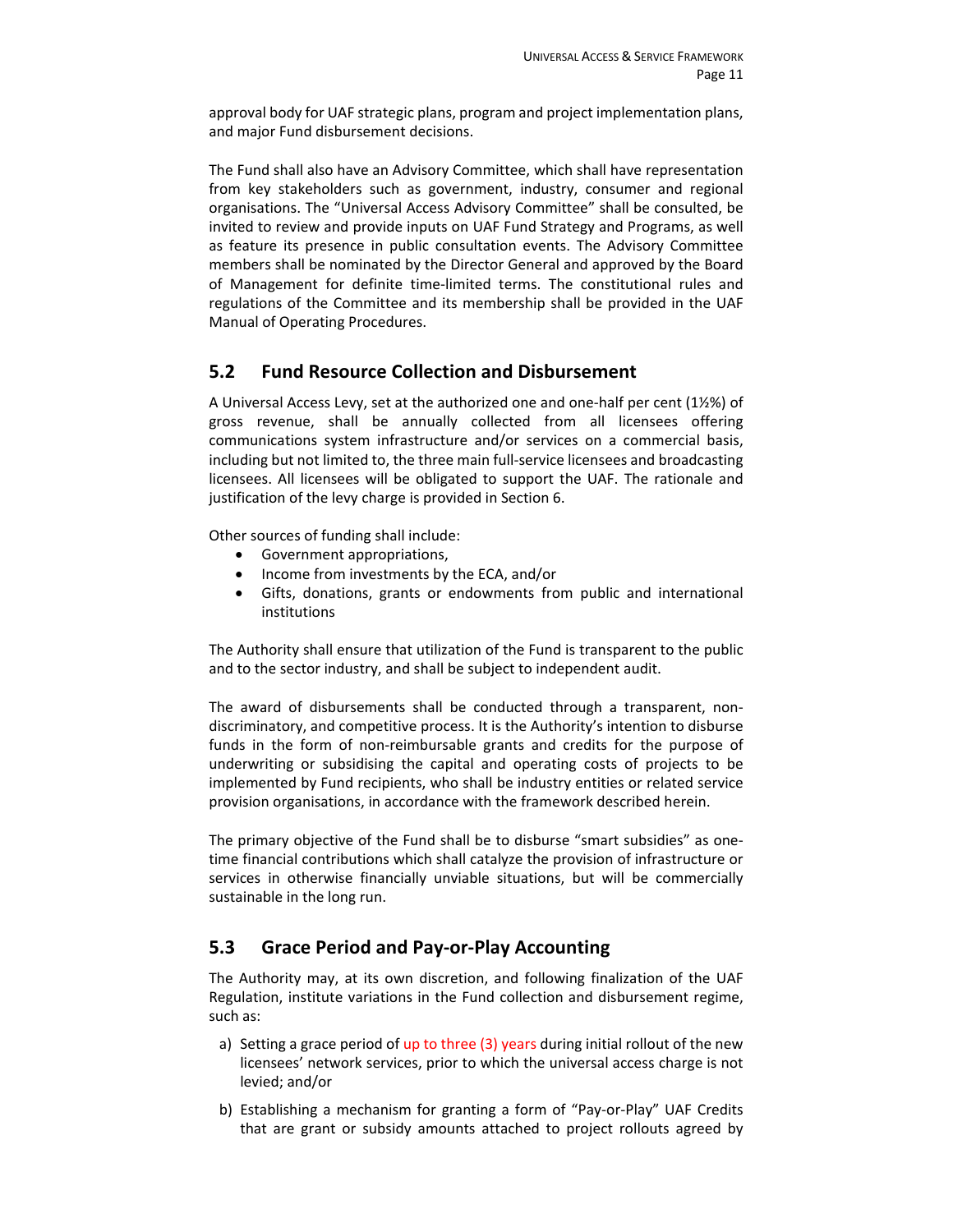approval body for UAF strategic plans, program and project implementation plans, and major Fund disbursement decisions.

The Fund shall also have an Advisory Committee, which shall have representation from key stakeholders such as government, industry, consumer and regional organisations. The "Universal Access Advisory Committee" shall be consulted, be invited to review and provide inputs on UAF Fund Strategy and Programs, as well as feature its presence in public consultation events. The Advisory Committee members shall be nominated by the Director General and approved by the Board of Management for definite time-limited terms. The constitutional rules and regulations of the Committee and its membership shall be provided in the UAF Manual of Operating Procedures.

## 5.2 Fund Resource Collection and Disbursement

A Universal Access Levy, set at the authorized one and one-half per cent (1½%) of gross revenue, shall be annually collected from all licensees offering communications system infrastructure and/or services on a commercial basis, including but not limited to, the three main full-service licensees and broadcasting licensees. All licensees will be obligated to support the UAF. The rationale and justification of the levy charge is provided in Section 6.

Other sources of funding shall include:

- Government appropriations,
- Income from investments by the ECA, and/or
- Gifts, donations, grants or endowments from public and international institutions

The Authority shall ensure that utilization of the Fund is transparent to the public and to the sector industry, and shall be subject to independent audit.

The award of disbursements shall be conducted through a transparent, non-discriminatory, and competitive process. It is the Authority's intention to disburse funds in the form of non-reimbursable grants and credits for the purpose of underwriting or subsidising the capital and operating costs of projects to be implemented by Fund recipients, who shall be industry entities or related service provision organisations, in accordance with the framework described herein.

The primary objective of the Fund shall be to disburse "smart subsidies" as one-time financial contributions which shall catalyze the provision of infrastructure or services in otherwise financially unviable situations, but will be commercially sustainable in the long run.

## 5.3 Grace Period and Pay-or-Play Accounting

The Authority may, at its own discretion, and following finalization of the UAF Regulation, institute variations in the Fund collection and disbursement regime, such as:

a) Setting a grace period of up to three (3) years during initial rollout of the new licensees' network services, prior to which the universal access charge is not levied; and/or

b) Establishing a mechanism for granting a form of "Pay-or-Play" UAF Credits that are grant or subsidy amounts attached to project rollouts agreed by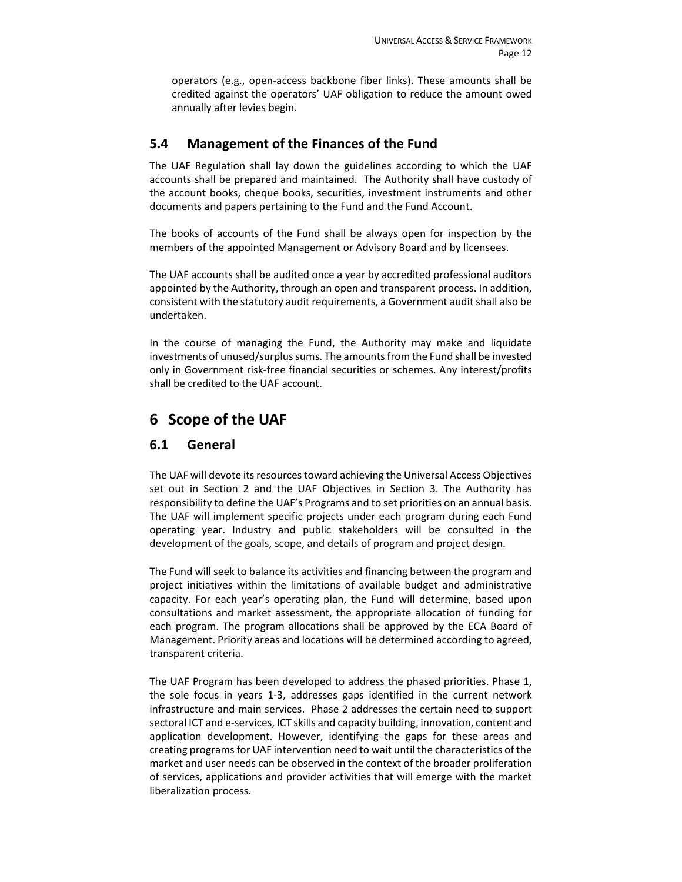operators (e.g., open-access backbone fiber links). These amounts shall be credited against the operators' UAF obligation to reduce the amount owed annually after levies begin.

## 5.4 Management of the Finances of the Fund

The UAF Regulation shall lay down the guidelines according to which the UAF accounts shall be prepared and maintained. The Authority shall have custody of the account books, cheque books, securities, investment instruments and other documents and papers pertaining to the Fund and the Fund Account.

The books of accounts of the Fund shall be always open for inspection by the members of the appointed Management or Advisory Board and by licensees.

The UAF accounts shall be audited once a year by accredited professional auditors appointed by the Authority, through an open and transparent process. In addition, consistent with the statutory audit requirements, a Government audit shall also be undertaken.

In the course of managing the Fund, the Authority may make and liquidate investments of unused/surplus sums. The amounts from the Fund shall be invested only in Government risk-free financial securities or schemes. Any interest/profits shall be credited to the UAF account.

# 6 Scope of the UAF

## 6.1 General

The UAF will devote its resources toward achieving the Universal Access Objectives set out in Section 2 and the UAF Objectives in Section 3. The Authority has responsibility to define the UAF's Programs and to set priorities on an annual basis. The UAF will implement specific projects under each program during each Fund operating year. Industry and public stakeholders will be consulted in the development of the goals, scope, and details of program and project design.

The Fund will seek to balance its activities and financing between the program and project initiatives within the limitations of available budget and administrative capacity. For each year's operating plan, the Fund will determine, based upon consultations and market assessment, the appropriate allocation of funding for each program. The program allocations shall be approved by the ECA Board of Management. Priority areas and locations will be determined according to agreed, transparent criteria.

The UAF Program has been developed to address the phased priorities. Phase 1, the sole focus in years 1-3, addresses gaps identified in the current network infrastructure and main services. Phase 2 addresses the certain need to support sectoral ICT and e-services, ICT skills and capacity building, innovation, content and application development. However, identifying the gaps for these areas and creating programs for UAF intervention need to wait until the characteristics of the market and user needs can be observed in the context of the broader proliferation of services, applications and provider activities that will emerge with the market liberalization process.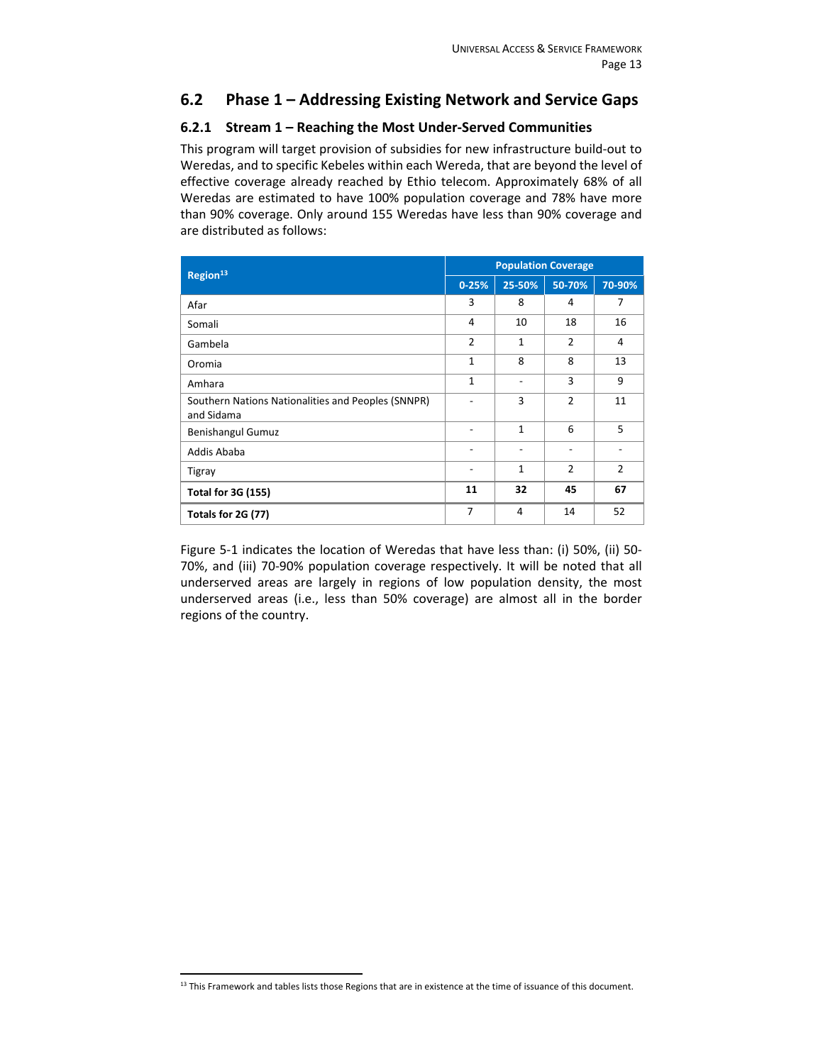## 6.2 Phase 1 – Addressing Existing Network and Service Gaps

### 6.2.1 Stream 1 – Reaching the Most Under-Served Communities

This program will target provision of subsidies for new infrastructure build-out to Weredas, and to specific Kebeles within each Wereda, that are beyond the level of effective coverage already reached by Ethio telecom. Approximately 68% of all Weredas are estimated to have 100% population coverage and 78% have more than 90% coverage. Only around 155 Weredas have less than 90% coverage and are distributed as follows:

| Region[13] | Population Coverage | | | |
|---|---|---|---|---|
| | 0-25% | 25-50% | 50-70% | 70-90% |
| Afar | 3 | 8 | 4 | 7 |
| Somali | 4 | 10 | 18 | 16 |
| Gambela | 2 | 1 | 2 | 4 |
| Oromia | 1 | 8 | 8 | 13 |
| Amhara | 1 | - | 3 | 9 |
| Southern Nations Nationalities and Peoples (SNNPR) and Sidama | - | 3 | 2 | 11 |
| Benishangul Gumuz | - | 1 | 6 | 5 |
| Addis Ababa | - | - | - | - |
| Tigray | - | 1 | 2 | 2 |
| **Total for 3G (155)** | **11** | **32** | **45** | **67** |
| **Totals for 2G (77)** | 7 | 4 | 14 | 52 |

Figure 5-1 indicates the location of Weredas that have less than: (i) 50%, (ii) 50-70%, and (iii) 70-90% population coverage respectively. It will be noted that all underserved areas are largely in regions of low population density, the most underserved areas (i.e., less than 50% coverage) are almost all in the border regions of the country.

[13] This Framework and tables lists those Regions that are in existence at the time of issuance of this document.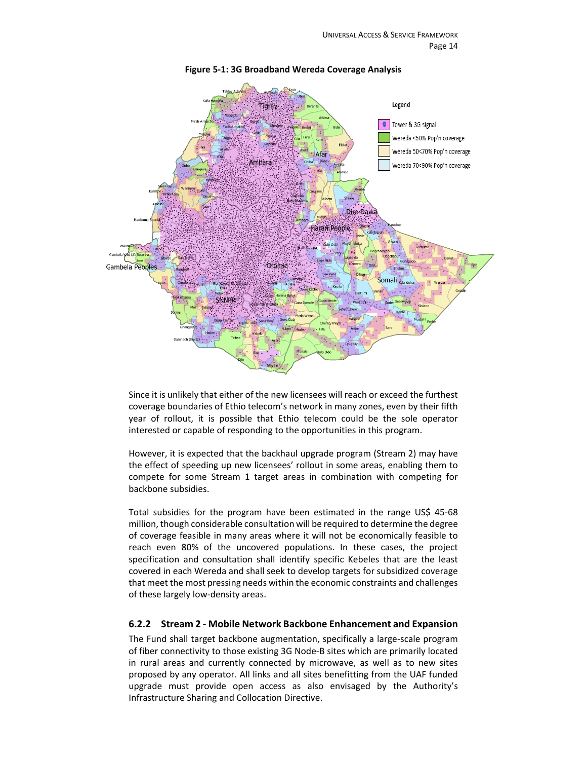**Figure 5-1: 3G Broadband Wereda Coverage Analysis**

Since it is unlikely that either of the new licensees will reach or exceed the furthest coverage boundaries of Ethio telecom's network in many zones, even by their fifth year of rollout, it is possible that Ethio telecom could be the sole operator interested or capable of responding to the opportunities in this program.

However, it is expected that the backhaul upgrade program (Stream 2) may have the effect of speeding up new licensees' rollout in some areas, enabling them to compete for some Stream 1 target areas in combination with competing for backbone subsidies.

Total subsidies for the program have been estimated in the range US$ 45-68 million, though considerable consultation will be required to determine the degree of coverage feasible in many areas where it will not be economically feasible to reach even 80% of the uncovered populations. In these cases, the project specification and consultation shall identify specific Kebeles that are the least covered in each Wereda and shall seek to develop targets for subsidized coverage that meet the most pressing needs within the economic constraints and challenges of these largely low-density areas.

### 6.2.2 Stream 2 - Mobile Network Backbone Enhancement and Expansion

The Fund shall target backbone augmentation, specifically a large-scale program of fiber connectivity to those existing 3G Node-B sites which are primarily located in rural areas and currently connected by microwave, as well as to new sites proposed by any operator. All links and all sites benefitting from the UAF funded upgrade must provide open access as also envisaged by the Authority's Infrastructure Sharing and Collocation Directive.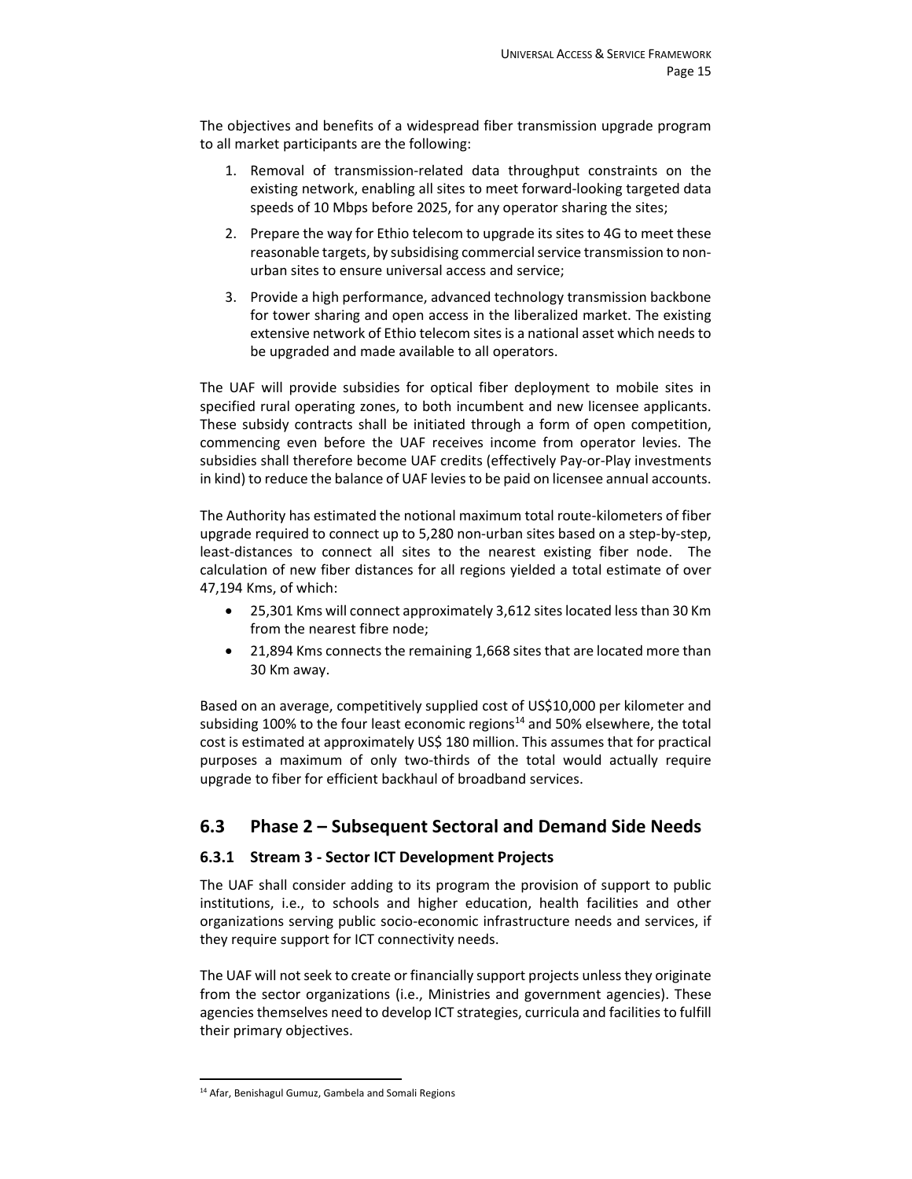The objectives and benefits of a widespread fiber transmission upgrade program to all market participants are the following:

1. Removal of transmission-related data throughput constraints on the existing network, enabling all sites to meet forward-looking targeted data speeds of 10 Mbps before 2025, for any operator sharing the sites;
2. Prepare the way for Ethio telecom to upgrade its sites to 4G to meet these reasonable targets, by subsidising commercial service transmission to non-urban sites to ensure universal access and service;
3. Provide a high performance, advanced technology transmission backbone for tower sharing and open access in the liberalized market. The existing extensive network of Ethio telecom sites is a national asset which needs to be upgraded and made available to all operators.

The UAF will provide subsidies for optical fiber deployment to mobile sites in specified rural operating zones, to both incumbent and new licensee applicants. These subsidy contracts shall be initiated through a form of open competition, commencing even before the UAF receives income from operator levies. The subsidies shall therefore become UAF credits (effectively Pay-or-Play investments in kind) to reduce the balance of UAF levies to be paid on licensee annual accounts.

The Authority has estimated the notional maximum total route-kilometers of fiber upgrade required to connect up to 5,280 non-urban sites based on a step-by-step, least-distances to connect all sites to the nearest existing fiber node. The calculation of new fiber distances for all regions yielded a total estimate of over 47,194 Kms, of which:

- 25,301 Kms will connect approximately 3,612 sites located less than 30 Km from the nearest fibre node;
- 21,894 Kms connects the remaining 1,668 sites that are located more than 30 Km away.

Based on an average, competitively supplied cost of US$10,000 per kilometer and subsiding 100% to the four least economic regions[14] and 50% elsewhere, the total cost is estimated at approximately US$ 180 million. This assumes that for practical purposes a maximum of only two-thirds of the total would actually require upgrade to fiber for efficient backhaul of broadband services.

## 6.3 Phase 2 – Subsequent Sectoral and Demand Side Needs

### 6.3.1 Stream 3 - Sector ICT Development Projects

The UAF shall consider adding to its program the provision of support to public institutions, i.e., to schools and higher education, health facilities and other organizations serving public socio-economic infrastructure needs and services, if they require support for ICT connectivity needs.

The UAF will not seek to create or financially support projects unless they originate from the sector organizations (i.e., Ministries and government agencies). These agencies themselves need to develop ICT strategies, curricula and facilities to fulfill their primary objectives.

[14] Afar, Benishagul Gumuz, Gambela and Somali Regions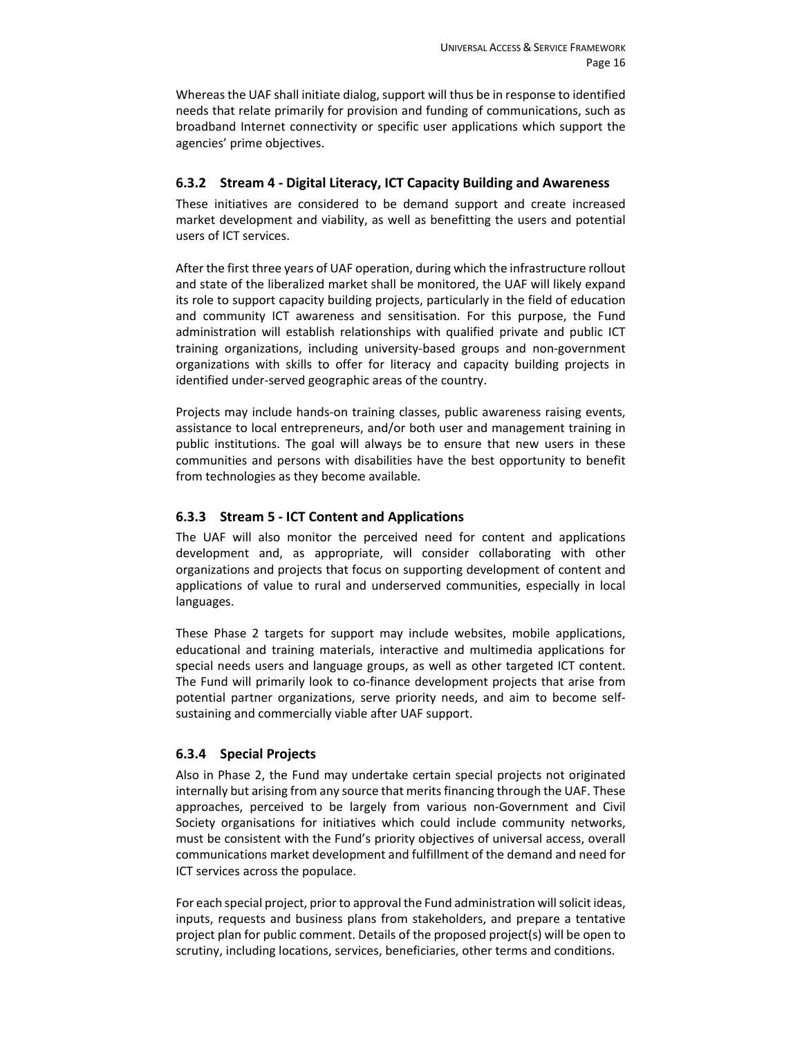Whereas the UAF shall initiate dialog, support will thus be in response to identified needs that relate primarily for provision and funding of communications, such as broadband Internet connectivity or specific user applications which support the agencies' prime objectives.

### 6.3.2 Stream 4 - Digital Literacy, ICT Capacity Building and Awareness

These initiatives are considered to be demand support and create increased market development and viability, as well as benefitting the users and potential users of ICT services.

After the first three years of UAF operation, during which the infrastructure rollout and state of the liberalized market shall be monitored, the UAF will likely expand its role to support capacity building projects, particularly in the field of education and community ICT awareness and sensitisation. For this purpose, the Fund administration will establish relationships with qualified private and public ICT training organizations, including university-based groups and non-government organizations with skills to offer for literacy and capacity building projects in identified under-served geographic areas of the country.

Projects may include hands-on training classes, public awareness raising events, assistance to local entrepreneurs, and/or both user and management training in public institutions. The goal will always be to ensure that new users in these communities and persons with disabilities have the best opportunity to benefit from technologies as they become available.

### 6.3.3 Stream 5 - ICT Content and Applications

The UAF will also monitor the perceived need for content and applications development and, as appropriate, will consider collaborating with other organizations and projects that focus on supporting development of content and applications of value to rural and underserved communities, especially in local languages.

These Phase 2 targets for support may include websites, mobile applications, educational and training materials, interactive and multimedia applications for special needs users and language groups, as well as other targeted ICT content. The Fund will primarily look to co-finance development projects that arise from potential partner organizations, serve priority needs, and aim to become self-sustaining and commercially viable after UAF support.

### 6.3.4 Special Projects

Also in Phase 2, the Fund may undertake certain special projects not originated internally but arising from any source that merits financing through the UAF. These approaches, perceived to be largely from various non-Government and Civil Society organisations for initiatives which could include community networks, must be consistent with the Fund's priority objectives of universal access, overall communications market development and fulfillment of the demand and need for ICT services across the populace.

For each special project, prior to approval the Fund administration will solicit ideas, inputs, requests and business plans from stakeholders, and prepare a tentative project plan for public comment. Details of the proposed project(s) will be open to scrutiny, including locations, services, beneficiaries, other terms and conditions.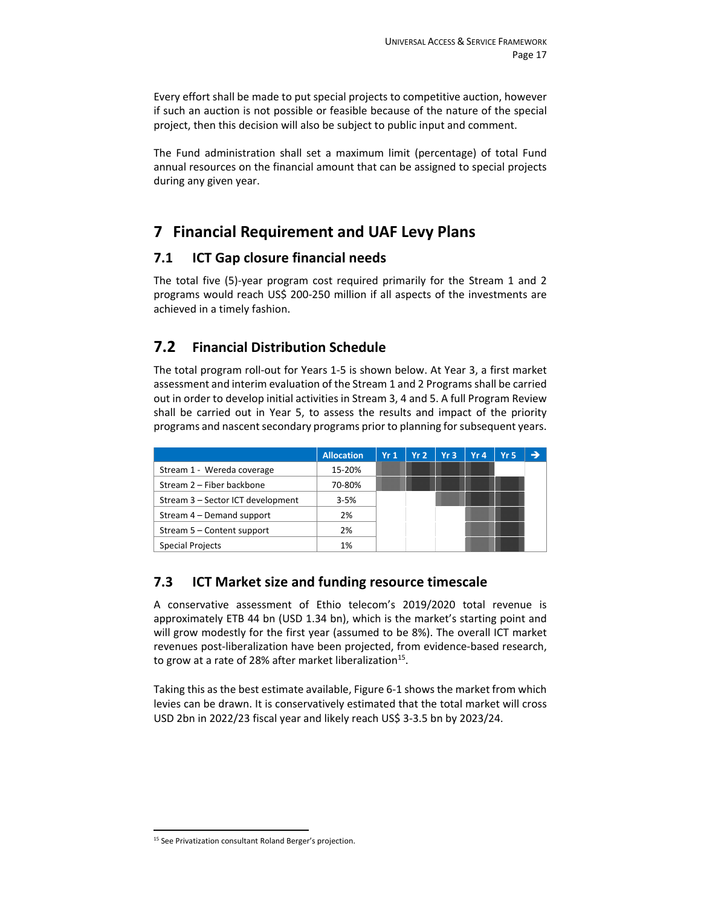Every effort shall be made to put special projects to competitive auction, however if such an auction is not possible or feasible because of the nature of the special project, then this decision will also be subject to public input and comment.

The Fund administration shall set a maximum limit (percentage) of total Fund annual resources on the financial amount that can be assigned to special projects during any given year.

# 7 Financial Requirement and UAF Levy Plans

## 7.1 ICT Gap closure financial needs

The total five (5)-year program cost required primarily for the Stream 1 and 2 programs would reach US$ 200-250 million if all aspects of the investments are achieved in a timely fashion.

## 7.2 Financial Distribution Schedule

The total program roll-out for Years 1-5 is shown below. At Year 3, a first market assessment and interim evaluation of the Stream 1 and 2 Programs shall be carried out in order to develop initial activities in Stream 3, 4 and 5. A full Program Review shall be carried out in Year 5, to assess the results and impact of the priority programs and nascent secondary programs prior to planning for subsequent years.

| | Allocation | Yr 1 | Yr 2 | Yr 3 | Yr 4 | Yr 5 | → |
|---|---|---|---|---|---|---|---|
| Stream 1 - Wereda coverage | 15-20% | ■ | ■ | ■ | ■ | | |
| Stream 2 – Fiber backbone | 70-80% | ■ | ■ | ■ | ■ | ■ | |
| Stream 3 – Sector ICT development | 3-5% | | | ■ | ■ | ■ | |
| Stream 4 – Demand support | 2% | | | | ■ | ■ | |
| Stream 5 – Content support | 2% | | | | ■ | ■ | |
| Special Projects | 1% | | | | ■ | ■ | |

## 7.3 ICT Market size and funding resource timescale

A conservative assessment of Ethio telecom's 2019/2020 total revenue is approximately ETB 44 bn (USD 1.34 bn), which is the market's starting point and will grow modestly for the first year (assumed to be 8%). The overall ICT market revenues post-liberalization have been projected, from evidence-based research, to grow at a rate of 28% after market liberalization[15].

Taking this as the best estimate available, Figure 6-1 shows the market from which levies can be drawn. It is conservatively estimated that the total market will cross USD 2bn in 2022/23 fiscal year and likely reach US$ 3-3.5 bn by 2023/24.

[15] See Privatization consultant Roland Berger's projection.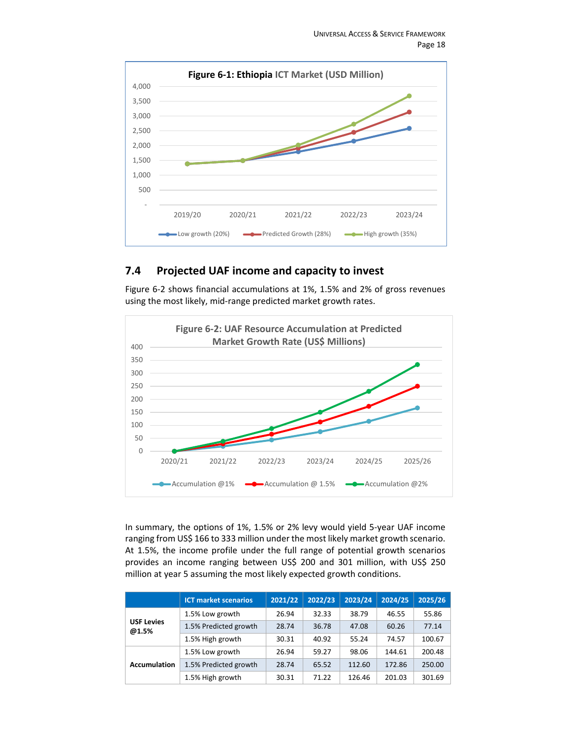Figure 6-1: Ethiopia ICT Market (USD Million)

## 7.4 Projected UAF income and capacity to invest

Figure 6-2 shows financial accumulations at 1%, 1.5% and 2% of gross revenues using the most likely, mid-range predicted market growth rates.

Figure 6-2: UAF Resource Accumulation at Predicted Market Growth Rate (US$ Millions)

In summary, the options of 1%, 1.5% or 2% levy would yield 5-year UAF income ranging from US$ 166 to 333 million under the most likely market growth scenario. At 1.5%, the income profile under the full range of potential growth scenarios provides an income ranging between US$ 200 and 301 million, with US$ 250 million at year 5 assuming the most likely expected growth conditions.

| | ICT market scenarios | 2021/22 | 2022/23 | 2023/24 | 2024/25 | 2025/26 |
|---|---|---|---|---|---|---|
| **USF Levies @1.5%** | 1.5% Low growth | 26.94 | 32.33 | 38.79 | 46.55 | 55.86 |
| | 1.5% Predicted growth | 28.74 | 36.78 | 47.08 | 60.26 | 77.14 |
| | 1.5% High growth | 30.31 | 40.92 | 55.24 | 74.57 | 100.67 |
| **Accumulation** | 1.5% Low growth | 26.94 | 59.27 | 98.06 | 144.61 | 200.48 |
| | 1.5% Predicted growth | 28.74 | 65.52 | 112.60 | 172.86 | 250.00 |
| | 1.5% High growth | 30.31 | 71.22 | 126.46 | 201.03 | 301.69 |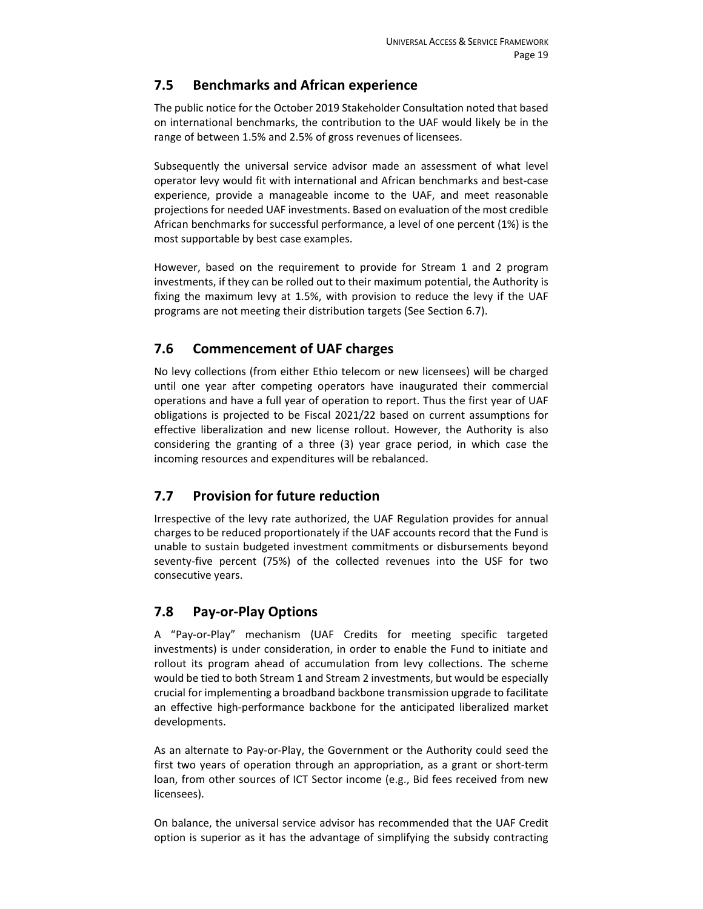## 7.5 Benchmarks and African experience

The public notice for the October 2019 Stakeholder Consultation noted that based on international benchmarks, the contribution to the UAF would likely be in the range of between 1.5% and 2.5% of gross revenues of licensees.

Subsequently the universal service advisor made an assessment of what level operator levy would fit with international and African benchmarks and best-case experience, provide a manageable income to the UAF, and meet reasonable projections for needed UAF investments. Based on evaluation of the most credible African benchmarks for successful performance, a level of one percent (1%) is the most supportable by best case examples.

However, based on the requirement to provide for Stream 1 and 2 program investments, if they can be rolled out to their maximum potential, the Authority is fixing the maximum levy at 1.5%, with provision to reduce the levy if the UAF programs are not meeting their distribution targets (See Section 6.7).

## 7.6 Commencement of UAF charges

No levy collections (from either Ethio telecom or new licensees) will be charged until one year after competing operators have inaugurated their commercial operations and have a full year of operation to report. Thus the first year of UAF obligations is projected to be Fiscal 2021/22 based on current assumptions for effective liberalization and new license rollout. However, the Authority is also considering the granting of a three (3) year grace period, in which case the incoming resources and expenditures will be rebalanced.

## 7.7 Provision for future reduction

Irrespective of the levy rate authorized, the UAF Regulation provides for annual charges to be reduced proportionately if the UAF accounts record that the Fund is unable to sustain budgeted investment commitments or disbursements beyond seventy-five percent (75%) of the collected revenues into the USF for two consecutive years.

## 7.8 Pay-or-Play Options

A "Pay-or-Play" mechanism (UAF Credits for meeting specific targeted investments) is under consideration, in order to enable the Fund to initiate and rollout its program ahead of accumulation from levy collections. The scheme would be tied to both Stream 1 and Stream 2 investments, but would be especially crucial for implementing a broadband backbone transmission upgrade to facilitate an effective high-performance backbone for the anticipated liberalized market developments.

As an alternate to Pay-or-Play, the Government or the Authority could seed the first two years of operation through an appropriation, as a grant or short-term loan, from other sources of ICT Sector income (e.g., Bid fees received from new licensees).

On balance, the universal service advisor has recommended that the UAF Credit option is superior as it has the advantage of simplifying the subsidy contracting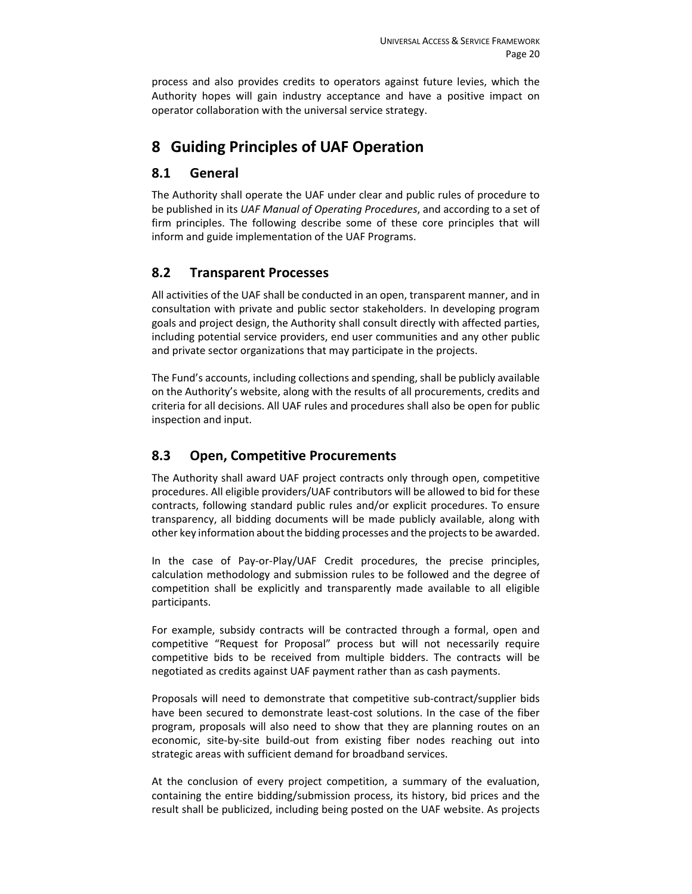process and also provides credits to operators against future levies, which the Authority hopes will gain industry acceptance and have a positive impact on operator collaboration with the universal service strategy.

# 8 Guiding Principles of UAF Operation

## 8.1 General

The Authority shall operate the UAF under clear and public rules of procedure to be published in its *UAF Manual of Operating Procedures*, and according to a set of firm principles. The following describe some of these core principles that will inform and guide implementation of the UAF Programs.

## 8.2 Transparent Processes

All activities of the UAF shall be conducted in an open, transparent manner, and in consultation with private and public sector stakeholders. In developing program goals and project design, the Authority shall consult directly with affected parties, including potential service providers, end user communities and any other public and private sector organizations that may participate in the projects.

The Fund's accounts, including collections and spending, shall be publicly available on the Authority's website, along with the results of all procurements, credits and criteria for all decisions. All UAF rules and procedures shall also be open for public inspection and input.

## 8.3 Open, Competitive Procurements

The Authority shall award UAF project contracts only through open, competitive procedures. All eligible providers/UAF contributors will be allowed to bid for these contracts, following standard public rules and/or explicit procedures. To ensure transparency, all bidding documents will be made publicly available, along with other key information about the bidding processes and the projects to be awarded.

In the case of Pay-or-Play/UAF Credit procedures, the precise principles, calculation methodology and submission rules to be followed and the degree of competition shall be explicitly and transparently made available to all eligible participants.

For example, subsidy contracts will be contracted through a formal, open and competitive "Request for Proposal" process but will not necessarily require competitive bids to be received from multiple bidders. The contracts will be negotiated as credits against UAF payment rather than as cash payments.

Proposals will need to demonstrate that competitive sub-contract/supplier bids have been secured to demonstrate least-cost solutions. In the case of the fiber program, proposals will also need to show that they are planning routes on an economic, site-by-site build-out from existing fiber nodes reaching out into strategic areas with sufficient demand for broadband services.

At the conclusion of every project competition, a summary of the evaluation, containing the entire bidding/submission process, its history, bid prices and the result shall be publicized, including being posted on the UAF website. As projects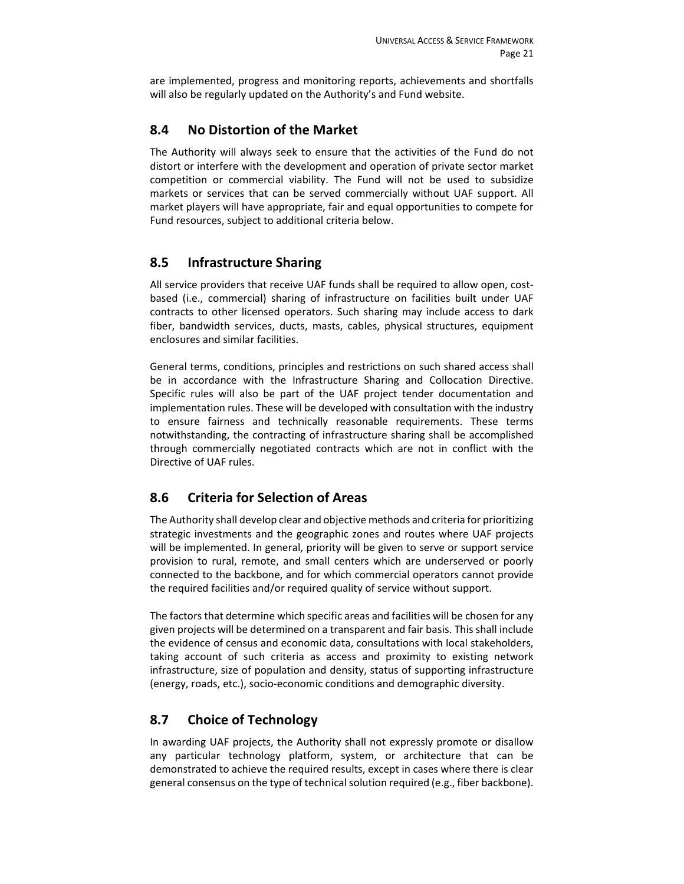are implemented, progress and monitoring reports, achievements and shortfalls will also be regularly updated on the Authority's and Fund website.

## 8.4 No Distortion of the Market

The Authority will always seek to ensure that the activities of the Fund do not distort or interfere with the development and operation of private sector market competition or commercial viability. The Fund will not be used to subsidize markets or services that can be served commercially without UAF support. All market players will have appropriate, fair and equal opportunities to compete for Fund resources, subject to additional criteria below.

## 8.5 Infrastructure Sharing

All service providers that receive UAF funds shall be required to allow open, cost-based (i.e., commercial) sharing of infrastructure on facilities built under UAF contracts to other licensed operators. Such sharing may include access to dark fiber, bandwidth services, ducts, masts, cables, physical structures, equipment enclosures and similar facilities.

General terms, conditions, principles and restrictions on such shared access shall be in accordance with the Infrastructure Sharing and Collocation Directive. Specific rules will also be part of the UAF project tender documentation and implementation rules. These will be developed with consultation with the industry to ensure fairness and technically reasonable requirements. These terms notwithstanding, the contracting of infrastructure sharing shall be accomplished through commercially negotiated contracts which are not in conflict with the Directive of UAF rules.

## 8.6 Criteria for Selection of Areas

The Authority shall develop clear and objective methods and criteria for prioritizing strategic investments and the geographic zones and routes where UAF projects will be implemented. In general, priority will be given to serve or support service provision to rural, remote, and small centers which are underserved or poorly connected to the backbone, and for which commercial operators cannot provide the required facilities and/or required quality of service without support.

The factors that determine which specific areas and facilities will be chosen for any given projects will be determined on a transparent and fair basis. This shall include the evidence of census and economic data, consultations with local stakeholders, taking account of such criteria as access and proximity to existing network infrastructure, size of population and density, status of supporting infrastructure (energy, roads, etc.), socio-economic conditions and demographic diversity.

## 8.7 Choice of Technology

In awarding UAF projects, the Authority shall not expressly promote or disallow any particular technology platform, system, or architecture that can be demonstrated to achieve the required results, except in cases where there is clear general consensus on the type of technical solution required (e.g., fiber backbone).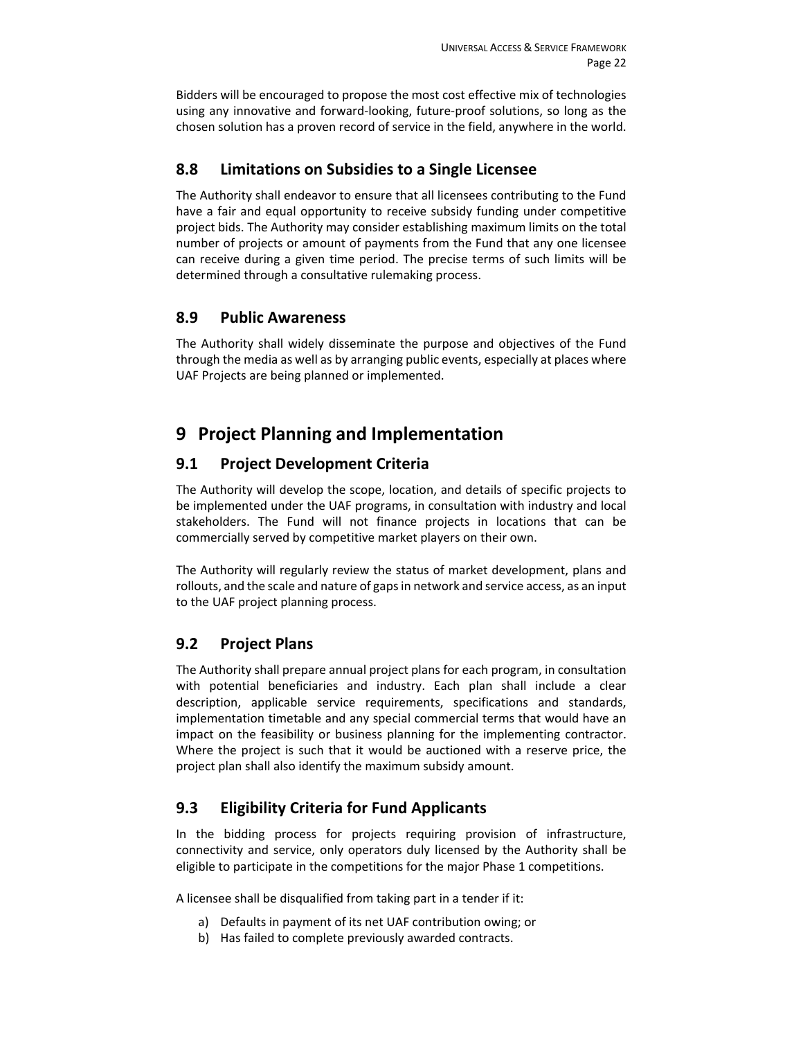Bidders will be encouraged to propose the most cost effective mix of technologies using any innovative and forward-looking, future-proof solutions, so long as the chosen solution has a proven record of service in the field, anywhere in the world.

## 8.8 Limitations on Subsidies to a Single Licensee

The Authority shall endeavor to ensure that all licensees contributing to the Fund have a fair and equal opportunity to receive subsidy funding under competitive project bids. The Authority may consider establishing maximum limits on the total number of projects or amount of payments from the Fund that any one licensee can receive during a given time period. The precise terms of such limits will be determined through a consultative rulemaking process.

## 8.9 Public Awareness

The Authority shall widely disseminate the purpose and objectives of the Fund through the media as well as by arranging public events, especially at places where UAF Projects are being planned or implemented.

# 9 Project Planning and Implementation

## 9.1 Project Development Criteria

The Authority will develop the scope, location, and details of specific projects to be implemented under the UAF programs, in consultation with industry and local stakeholders. The Fund will not finance projects in locations that can be commercially served by competitive market players on their own.

The Authority will regularly review the status of market development, plans and rollouts, and the scale and nature of gaps in network and service access, as an input to the UAF project planning process.

## 9.2 Project Plans

The Authority shall prepare annual project plans for each program, in consultation with potential beneficiaries and industry. Each plan shall include a clear description, applicable service requirements, specifications and standards, implementation timetable and any special commercial terms that would have an impact on the feasibility or business planning for the implementing contractor. Where the project is such that it would be auctioned with a reserve price, the project plan shall also identify the maximum subsidy amount.

## 9.3 Eligibility Criteria for Fund Applicants

In the bidding process for projects requiring provision of infrastructure, connectivity and service, only operators duly licensed by the Authority shall be eligible to participate in the competitions for the major Phase 1 competitions.

A licensee shall be disqualified from taking part in a tender if it:

a) Defaults in payment of its net UAF contribution owing; or
b) Has failed to complete previously awarded contracts.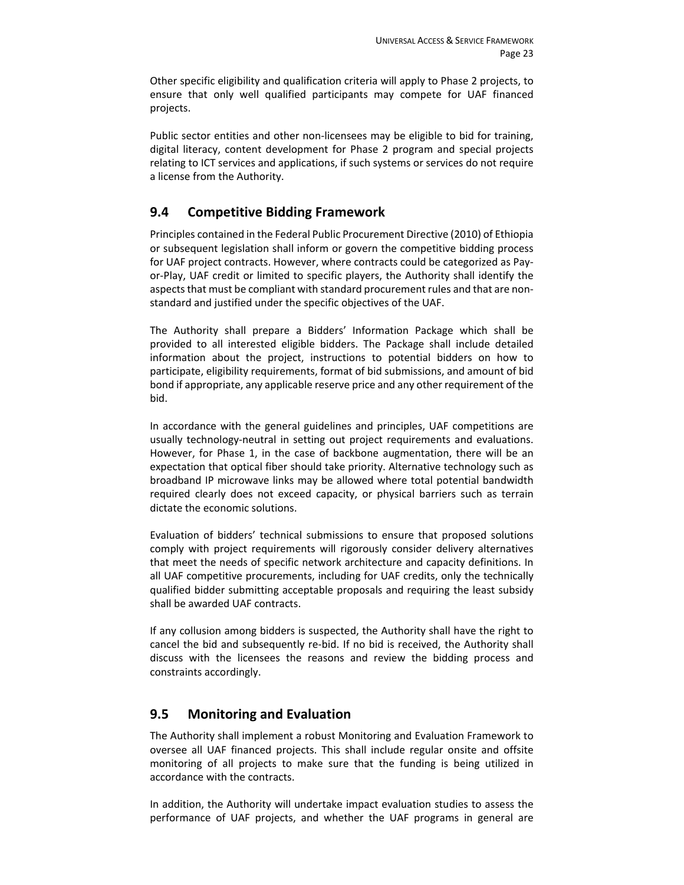Other specific eligibility and qualification criteria will apply to Phase 2 projects, to ensure that only well qualified participants may compete for UAF financed projects.

Public sector entities and other non-licensees may be eligible to bid for training, digital literacy, content development for Phase 2 program and special projects relating to ICT services and applications, if such systems or services do not require a license from the Authority.

## 9.4 Competitive Bidding Framework

Principles contained in the Federal Public Procurement Directive (2010) of Ethiopia or subsequent legislation shall inform or govern the competitive bidding process for UAF project contracts. However, where contracts could be categorized as Pay-or-Play, UAF credit or limited to specific players, the Authority shall identify the aspects that must be compliant with standard procurement rules and that are non-standard and justified under the specific objectives of the UAF.

The Authority shall prepare a Bidders' Information Package which shall be provided to all interested eligible bidders. The Package shall include detailed information about the project, instructions to potential bidders on how to participate, eligibility requirements, format of bid submissions, and amount of bid bond if appropriate, any applicable reserve price and any other requirement of the bid.

In accordance with the general guidelines and principles, UAF competitions are usually technology-neutral in setting out project requirements and evaluations. However, for Phase 1, in the case of backbone augmentation, there will be an expectation that optical fiber should take priority. Alternative technology such as broadband IP microwave links may be allowed where total potential bandwidth required clearly does not exceed capacity, or physical barriers such as terrain dictate the economic solutions.

Evaluation of bidders' technical submissions to ensure that proposed solutions comply with project requirements will rigorously consider delivery alternatives that meet the needs of specific network architecture and capacity definitions. In all UAF competitive procurements, including for UAF credits, only the technically qualified bidder submitting acceptable proposals and requiring the least subsidy shall be awarded UAF contracts.

If any collusion among bidders is suspected, the Authority shall have the right to cancel the bid and subsequently re-bid. If no bid is received, the Authority shall discuss with the licensees the reasons and review the bidding process and constraints accordingly.

## 9.5 Monitoring and Evaluation

The Authority shall implement a robust Monitoring and Evaluation Framework to oversee all UAF financed projects. This shall include regular onsite and offsite monitoring of all projects to make sure that the funding is being utilized in accordance with the contracts.

In addition, the Authority will undertake impact evaluation studies to assess the performance of UAF projects, and whether the UAF programs in general are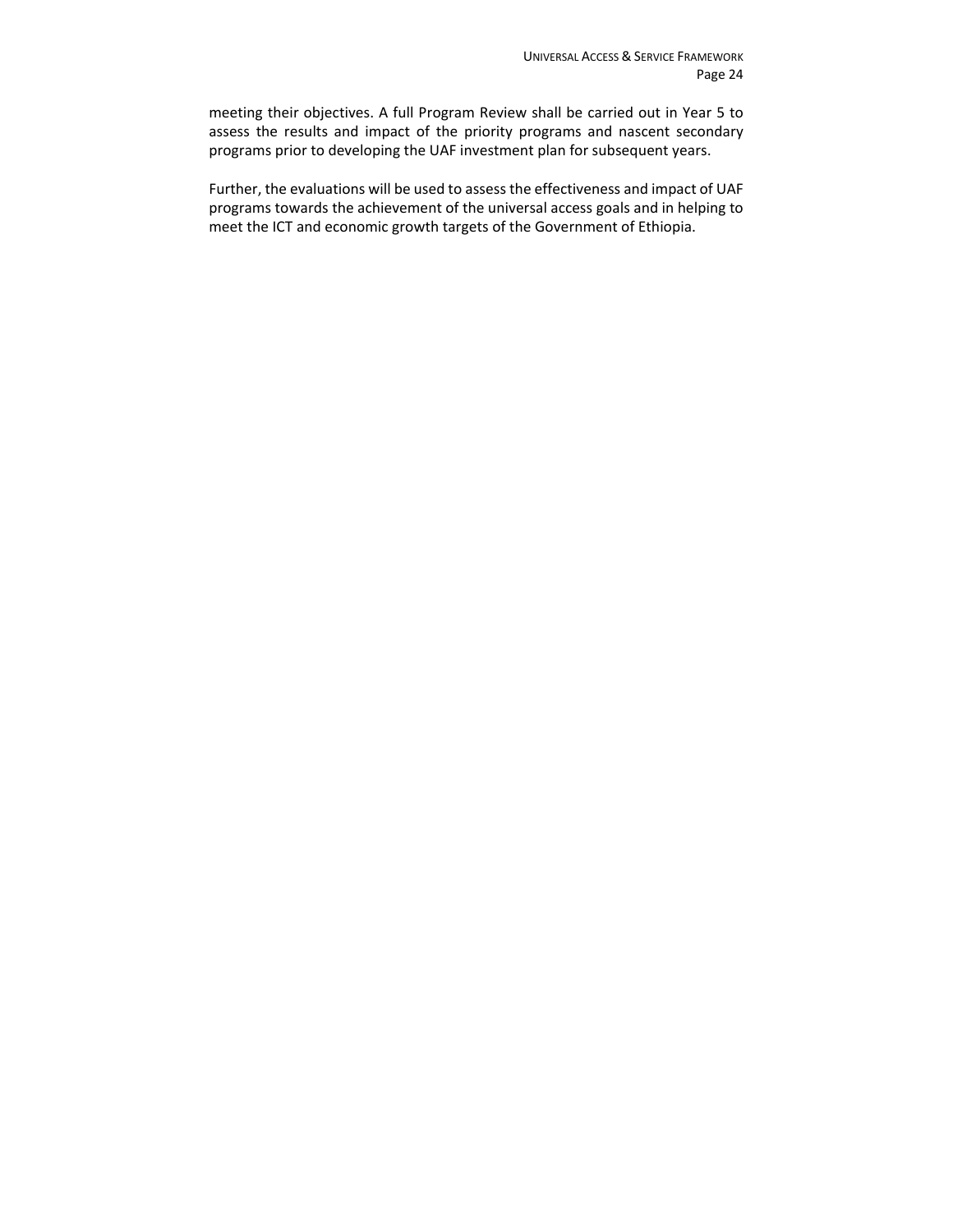meeting their objectives. A full Program Review shall be carried out in Year 5 to assess the results and impact of the priority programs and nascent secondary programs prior to developing the UAF investment plan for subsequent years.

Further, the evaluations will be used to assess the effectiveness and impact of UAF programs towards the achievement of the universal access goals and in helping to meet the ICT and economic growth targets of the Government of Ethiopia.